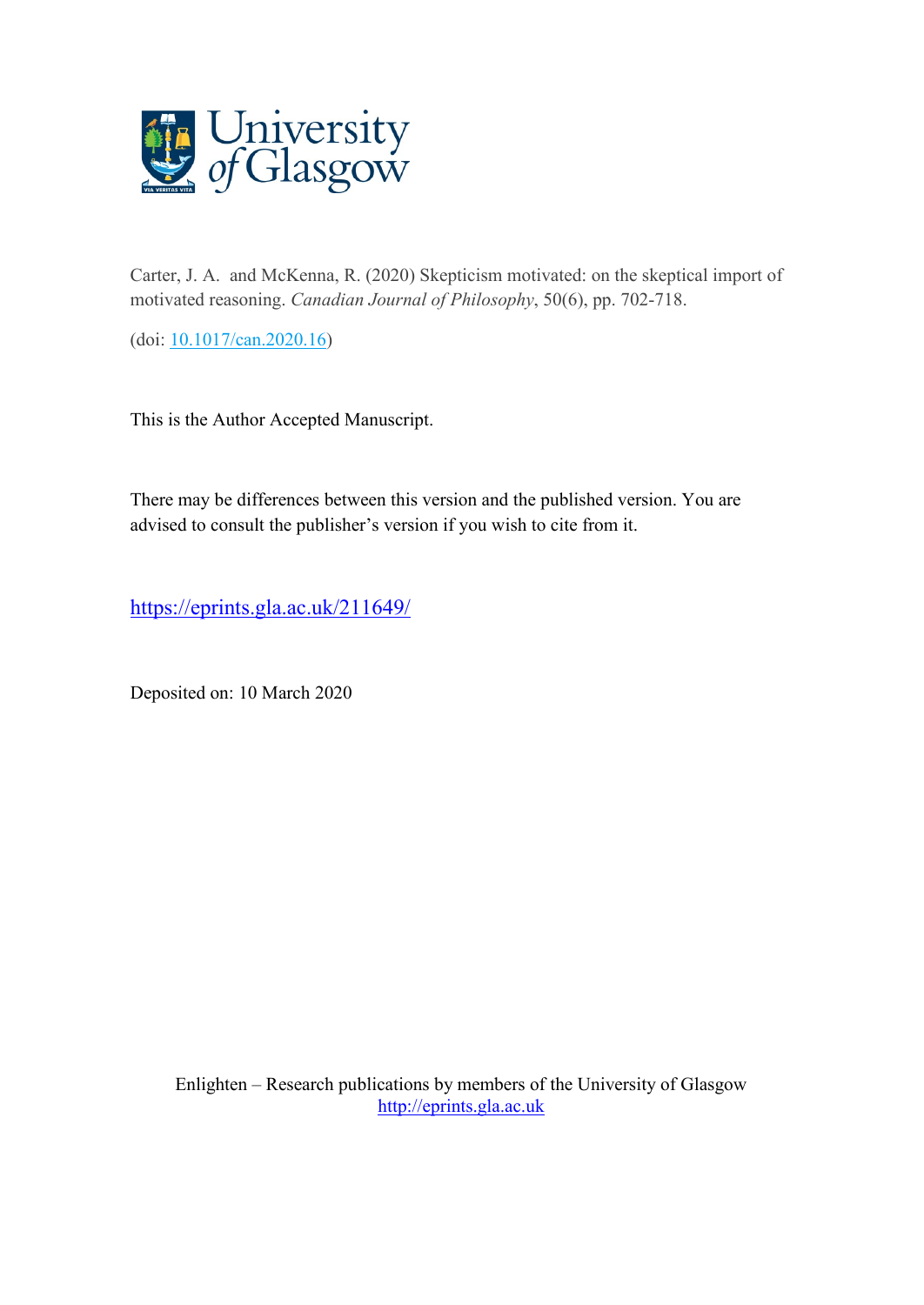Carter, J. A. and McKenna, R. (2020) Skepticism motivated: on the skeptical import of motivated reasoning. *Canadian Journal of Philosophy*, 50(6), pp. 702-718.

(doi: 10.1017/can.2020.16)

This is the Author Accepted Manuscript.

There may be differences between this version and the published version. You are advised to consult the publisher's version if you wish to cite from it.

https://eprints.gla.ac.uk/211649/

Deposited on: 10 March 2020

Enlighten – Research publications by members of the University of Glasgow
http://eprints.gla.ac.uk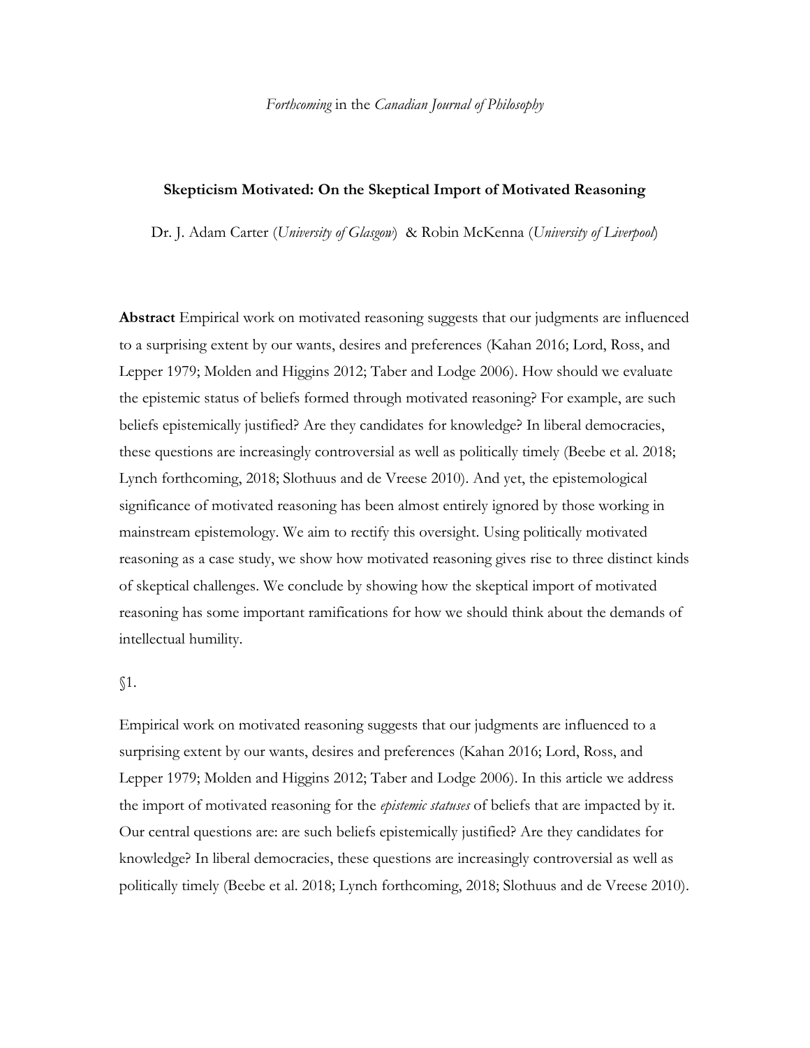*Forthcoming* in the *Canadian Journal of Philosophy*

**Skepticism Motivated: On the Skeptical Import of Motivated Reasoning**

Dr. J. Adam Carter (*University of Glasgow*) & Robin McKenna (*University of Liverpool*)

**Abstract** Empirical work on motivated reasoning suggests that our judgments are influenced to a surprising extent by our wants, desires and preferences (Kahan 2016; Lord, Ross, and Lepper 1979; Molden and Higgins 2012; Taber and Lodge 2006). How should we evaluate the epistemic status of beliefs formed through motivated reasoning? For example, are such beliefs epistemically justified? Are they candidates for knowledge? In liberal democracies, these questions are increasingly controversial as well as politically timely (Beebe et al. 2018; Lynch forthcoming, 2018; Slothuus and de Vreese 2010). And yet, the epistemological significance of motivated reasoning has been almost entirely ignored by those working in mainstream epistemology. We aim to rectify this oversight. Using politically motivated reasoning as a case study, we show how motivated reasoning gives rise to three distinct kinds of skeptical challenges. We conclude by showing how the skeptical import of motivated reasoning has some important ramifications for how we should think about the demands of intellectual humility.

§1.

Empirical work on motivated reasoning suggests that our judgments are influenced to a surprising extent by our wants, desires and preferences (Kahan 2016; Lord, Ross, and Lepper 1979; Molden and Higgins 2012; Taber and Lodge 2006). In this article we address the import of motivated reasoning for the *epistemic statuses* of beliefs that are impacted by it. Our central questions are: are such beliefs epistemically justified? Are they candidates for knowledge? In liberal democracies, these questions are increasingly controversial as well as politically timely (Beebe et al. 2018; Lynch forthcoming, 2018; Slothuus and de Vreese 2010).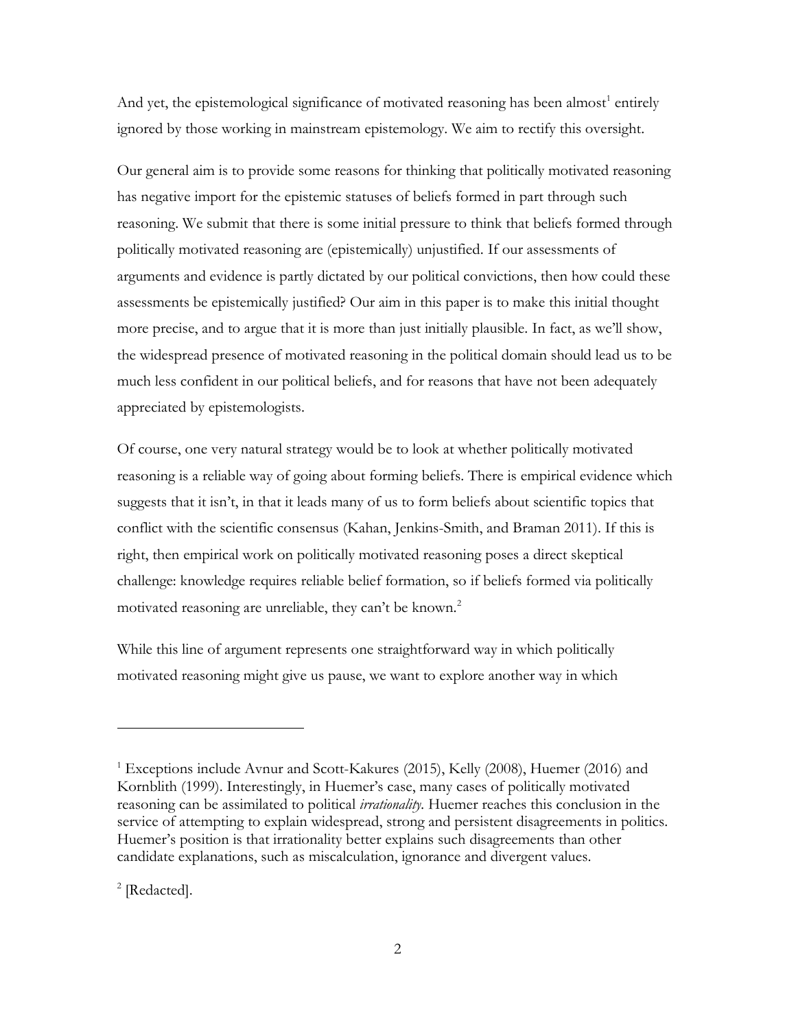And yet, the epistemological significance of motivated reasoning has been almost[1] entirely ignored by those working in mainstream epistemology. We aim to rectify this oversight.

Our general aim is to provide some reasons for thinking that politically motivated reasoning has negative import for the epistemic statuses of beliefs formed in part through such reasoning. We submit that there is some initial pressure to think that beliefs formed through politically motivated reasoning are (epistemically) unjustified. If our assessments of arguments and evidence is partly dictated by our political convictions, then how could these assessments be epistemically justified? Our aim in this paper is to make this initial thought more precise, and to argue that it is more than just initially plausible. In fact, as we'll show, the widespread presence of motivated reasoning in the political domain should lead us to be much less confident in our political beliefs, and for reasons that have not been adequately appreciated by epistemologists.

Of course, one very natural strategy would be to look at whether politically motivated reasoning is a reliable way of going about forming beliefs. There is empirical evidence which suggests that it isn't, in that it leads many of us to form beliefs about scientific topics that conflict with the scientific consensus (Kahan, Jenkins-Smith, and Braman 2011). If this is right, then empirical work on politically motivated reasoning poses a direct skeptical challenge: knowledge requires reliable belief formation, so if beliefs formed via politically motivated reasoning are unreliable, they can't be known.[2]

While this line of argument represents one straightforward way in which politically motivated reasoning might give us pause, we want to explore another way in which

---

[1] Exceptions include Avnur and Scott-Kakures (2015), Kelly (2008), Huemer (2016) and Kornblith (1999). Interestingly, in Huemer's case, many cases of politically motivated reasoning can be assimilated to political *irrationality*. Huemer reaches this conclusion in the service of attempting to explain widespread, strong and persistent disagreements in politics. Huemer's position is that irrationality better explains such disagreements than other candidate explanations, such as miscalculation, ignorance and divergent values.

[2] [Redacted].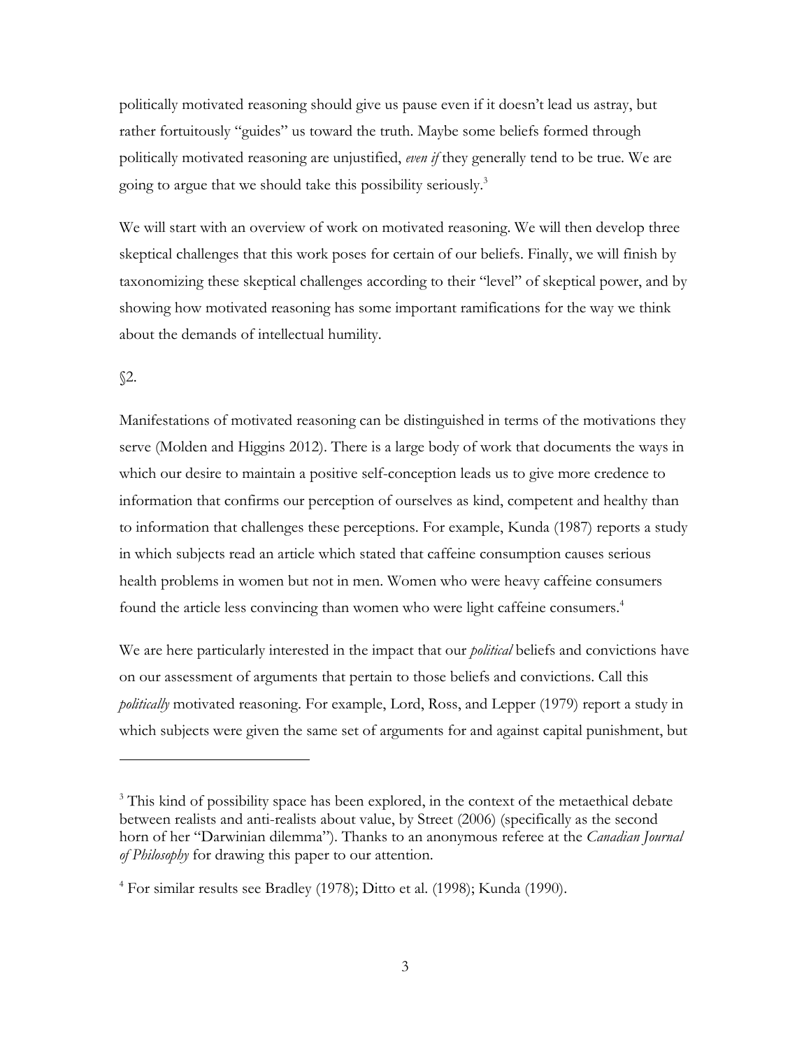politically motivated reasoning should give us pause even if it doesn't lead us astray, but rather fortuitously "guides" us toward the truth. Maybe some beliefs formed through politically motivated reasoning are unjustified, *even if* they generally tend to be true. We are going to argue that we should take this possibility seriously.[3]

We will start with an overview of work on motivated reasoning. We will then develop three skeptical challenges that this work poses for certain of our beliefs. Finally, we will finish by taxonomizing these skeptical challenges according to their "level" of skeptical power, and by showing how motivated reasoning has some important ramifications for the way we think about the demands of intellectual humility.

§2.

Manifestations of motivated reasoning can be distinguished in terms of the motivations they serve (Molden and Higgins 2012). There is a large body of work that documents the ways in which our desire to maintain a positive self-conception leads us to give more credence to information that confirms our perception of ourselves as kind, competent and healthy than to information that challenges these perceptions. For example, Kunda (1987) reports a study in which subjects read an article which stated that caffeine consumption causes serious health problems in women but not in men. Women who were heavy caffeine consumers found the article less convincing than women who were light caffeine consumers.[4]

We are here particularly interested in the impact that our *political* beliefs and convictions have on our assessment of arguments that pertain to those beliefs and convictions. Call this *politically* motivated reasoning. For example, Lord, Ross, and Lepper (1979) report a study in which subjects were given the same set of arguments for and against capital punishment, but

---

[3] This kind of possibility space has been explored, in the context of the metaethical debate between realists and anti-realists about value, by Street (2006) (specifically as the second horn of her "Darwinian dilemma"). Thanks to an anonymous referee at the *Canadian Journal of Philosophy* for drawing this paper to our attention.

[4] For similar results see Bradley (1978); Ditto et al. (1998); Kunda (1990).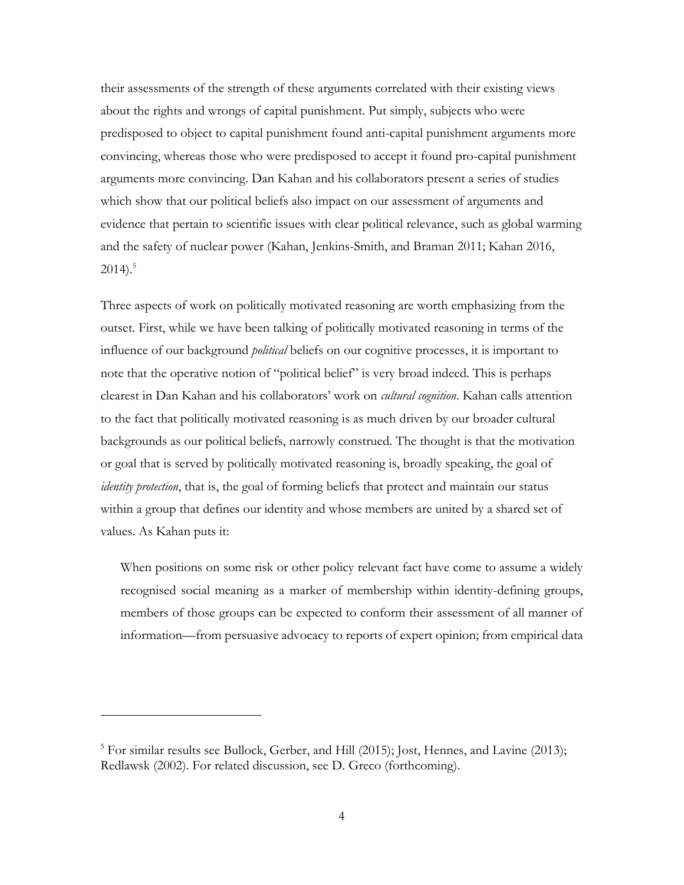their assessments of the strength of these arguments correlated with their existing views about the rights and wrongs of capital punishment. Put simply, subjects who were predisposed to object to capital punishment found anti-capital punishment arguments more convincing, whereas those who were predisposed to accept it found pro-capital punishment arguments more convincing. Dan Kahan and his collaborators present a series of studies which show that our political beliefs also impact on our assessment of arguments and evidence that pertain to scientific issues with clear political relevance, such as global warming and the safety of nuclear power (Kahan, Jenkins-Smith, and Braman 2011; Kahan 2016, 2014).[5]

Three aspects of work on politically motivated reasoning are worth emphasizing from the outset. First, while we have been talking of politically motivated reasoning in terms of the influence of our background *political* beliefs on our cognitive processes, it is important to note that the operative notion of "political belief" is very broad indeed. This is perhaps clearest in Dan Kahan and his collaborators' work on *cultural cognition*. Kahan calls attention to the fact that politically motivated reasoning is as much driven by our broader cultural backgrounds as our political beliefs, narrowly construed. The thought is that the motivation or goal that is served by politically motivated reasoning is, broadly speaking, the goal of *identity protection*, that is, the goal of forming beliefs that protect and maintain our status within a group that defines our identity and whose members are united by a shared set of values. As Kahan puts it:

> When positions on some risk or other policy relevant fact have come to assume a widely recognised social meaning as a marker of membership within identity-defining groups, members of those groups can be expected to conform their assessment of all manner of information—from persuasive advocacy to reports of expert opinion; from empirical data

---

[5] For similar results see Bullock, Gerber, and Hill (2015); Jost, Hennes, and Lavine (2013); Redlawsk (2002). For related discussion, see D. Greco (forthcoming).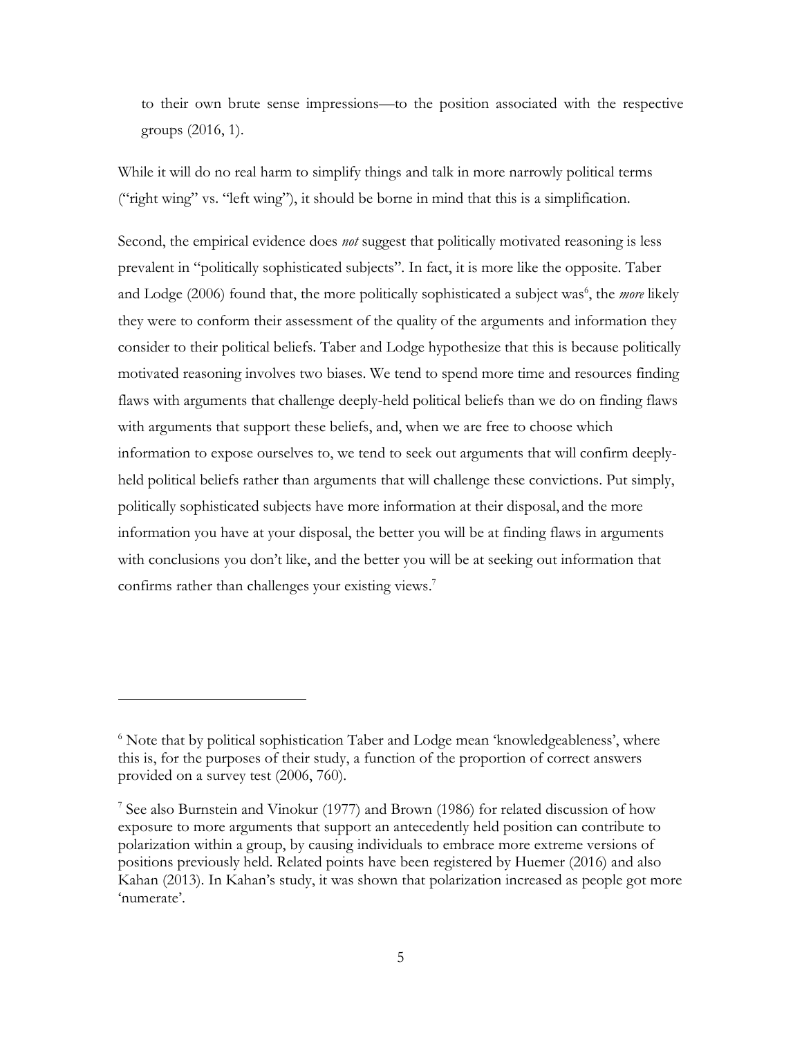to their own brute sense impressions—to the position associated with the respective groups (2016, 1).

While it will do no real harm to simplify things and talk in more narrowly political terms ("right wing" vs. "left wing"), it should be borne in mind that this is a simplification.

Second, the empirical evidence does *not* suggest that politically motivated reasoning is less prevalent in "politically sophisticated subjects". In fact, it is more like the opposite. Taber and Lodge (2006) found that, the more politically sophisticated a subject was[6], the *more* likely they were to conform their assessment of the quality of the arguments and information they consider to their political beliefs. Taber and Lodge hypothesize that this is because politically motivated reasoning involves two biases. We tend to spend more time and resources finding flaws with arguments that challenge deeply-held political beliefs than we do on finding flaws with arguments that support these beliefs, and, when we are free to choose which information to expose ourselves to, we tend to seek out arguments that will confirm deeply-held political beliefs rather than arguments that will challenge these convictions. Put simply, politically sophisticated subjects have more information at their disposal, and the more information you have at your disposal, the better you will be at finding flaws in arguments with conclusions you don't like, and the better you will be at seeking out information that confirms rather than challenges your existing views.[7]

---

[6] Note that by political sophistication Taber and Lodge mean 'knowledgeableness', where this is, for the purposes of their study, a function of the proportion of correct answers provided on a survey test (2006, 760).

[7] See also Burnstein and Vinokur (1977) and Brown (1986) for related discussion of how exposure to more arguments that support an antecedently held position can contribute to polarization within a group, by causing individuals to embrace more extreme versions of positions previously held. Related points have been registered by Huemer (2016) and also Kahan (2013). In Kahan's study, it was shown that polarization increased as people got more 'numerate'.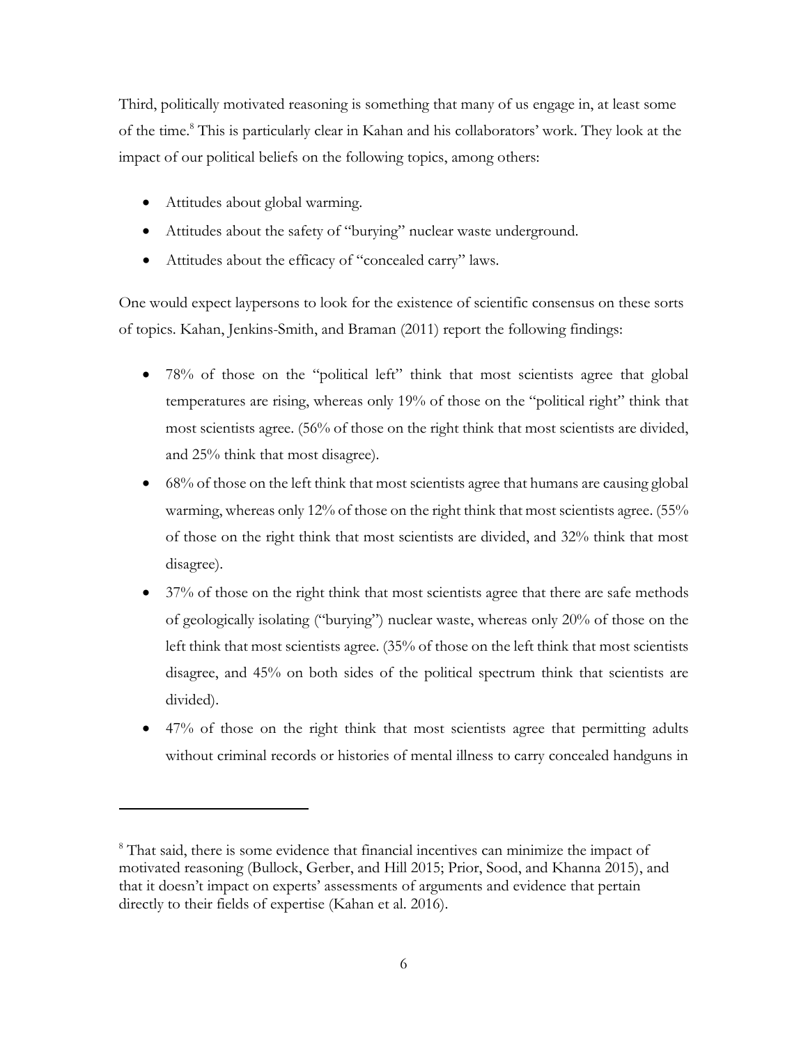Third, politically motivated reasoning is something that many of us engage in, at least some of the time.[8] This is particularly clear in Kahan and his collaborators' work. They look at the impact of our political beliefs on the following topics, among others:

- Attitudes about global warming.
- Attitudes about the safety of "burying" nuclear waste underground.
- Attitudes about the efficacy of "concealed carry" laws.

One would expect laypersons to look for the existence of scientific consensus on these sorts of topics. Kahan, Jenkins-Smith, and Braman (2011) report the following findings:

- 78% of those on the "political left" think that most scientists agree that global temperatures are rising, whereas only 19% of those on the "political right" think that most scientists agree. (56% of those on the right think that most scientists are divided, and 25% think that most disagree).
- 68% of those on the left think that most scientists agree that humans are causing global warming, whereas only 12% of those on the right think that most scientists agree. (55% of those on the right think that most scientists are divided, and 32% think that most disagree).
- 37% of those on the right think that most scientists agree that there are safe methods of geologically isolating ("burying") nuclear waste, whereas only 20% of those on the left think that most scientists agree. (35% of those on the left think that most scientists disagree, and 45% on both sides of the political spectrum think that scientists are divided).
- 47% of those on the right think that most scientists agree that permitting adults without criminal records or histories of mental illness to carry concealed handguns in

[8] That said, there is some evidence that financial incentives can minimize the impact of motivated reasoning (Bullock, Gerber, and Hill 2015; Prior, Sood, and Khanna 2015), and that it doesn't impact on experts' assessments of arguments and evidence that pertain directly to their fields of expertise (Kahan et al. 2016).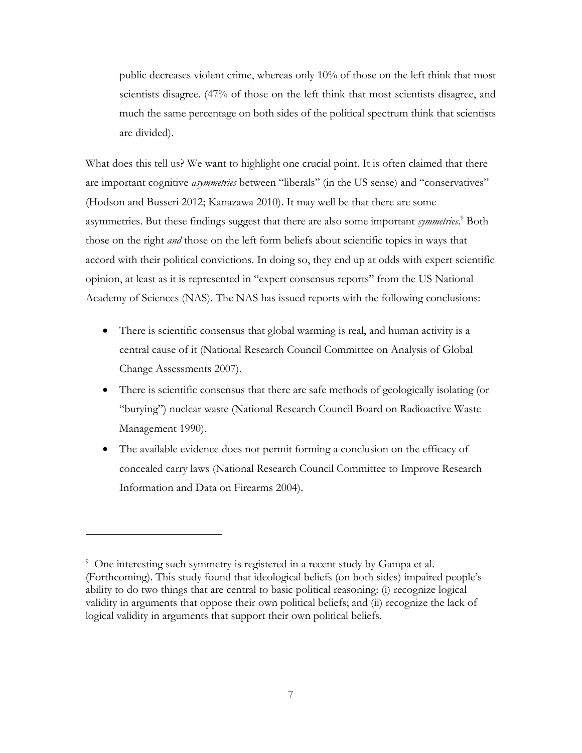public decreases violent crime, whereas only 10% of those on the left think that most scientists disagree. (47% of those on the left think that most scientists disagree, and much the same percentage on both sides of the political spectrum think that scientists are divided).

What does this tell us? We want to highlight one crucial point. It is often claimed that there are important cognitive *asymmetries* between "liberals" (in the US sense) and "conservatives" (Hodson and Busseri 2012; Kanazawa 2010). It may well be that there are some asymmetries. But these findings suggest that there are also some important *symmetries*.[9] Both those on the right *and* those on the left form beliefs about scientific topics in ways that accord with their political convictions. In doing so, they end up at odds with expert scientific opinion, at least as it is represented in "expert consensus reports" from the US National Academy of Sciences (NAS). The NAS has issued reports with the following conclusions:

- There is scientific consensus that global warming is real, and human activity is a central cause of it (National Research Council Committee on Analysis of Global Change Assessments 2007).
- There is scientific consensus that there are safe methods of geologically isolating (or "burying") nuclear waste (National Research Council Board on Radioactive Waste Management 1990).
- The available evidence does not permit forming a conclusion on the efficacy of concealed carry laws (National Research Council Committee to Improve Research Information and Data on Firearms 2004).

---

[9] One interesting such symmetry is registered in a recent study by Gampa et al. (Forthcoming). This study found that ideological beliefs (on both sides) impaired people's ability to do two things that are central to basic political reasoning: (i) recognize logical validity in arguments that oppose their own political beliefs; and (ii) recognize the lack of logical validity in arguments that support their own political beliefs.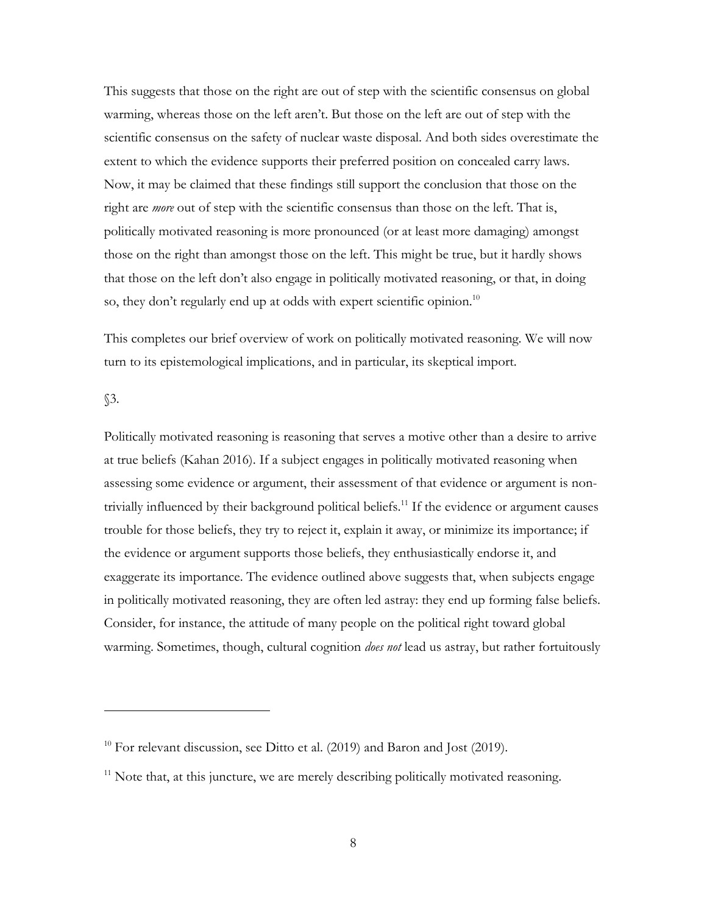This suggests that those on the right are out of step with the scientific consensus on global warming, whereas those on the left aren't. But those on the left are out of step with the scientific consensus on the safety of nuclear waste disposal. And both sides overestimate the extent to which the evidence supports their preferred position on concealed carry laws. Now, it may be claimed that these findings still support the conclusion that those on the right are *more* out of step with the scientific consensus than those on the left. That is, politically motivated reasoning is more pronounced (or at least more damaging) amongst those on the right than amongst those on the left. This might be true, but it hardly shows that those on the left don't also engage in politically motivated reasoning, or that, in doing so, they don't regularly end up at odds with expert scientific opinion.[10]

This completes our brief overview of work on politically motivated reasoning. We will now turn to its epistemological implications, and in particular, its skeptical import.

## §3.

Politically motivated reasoning is reasoning that serves a motive other than a desire to arrive at true beliefs (Kahan 2016). If a subject engages in politically motivated reasoning when assessing some evidence or argument, their assessment of that evidence or argument is non-trivially influenced by their background political beliefs.[11] If the evidence or argument causes trouble for those beliefs, they try to reject it, explain it away, or minimize its importance; if the evidence or argument supports those beliefs, they enthusiastically endorse it, and exaggerate its importance. The evidence outlined above suggests that, when subjects engage in politically motivated reasoning, they are often led astray: they end up forming false beliefs. Consider, for instance, the attitude of many people on the political right toward global warming. Sometimes, though, cultural cognition *does not* lead us astray, but rather fortuitously

---

[10] For relevant discussion, see Ditto et al. (2019) and Baron and Jost (2019).

[11] Note that, at this juncture, we are merely describing politically motivated reasoning.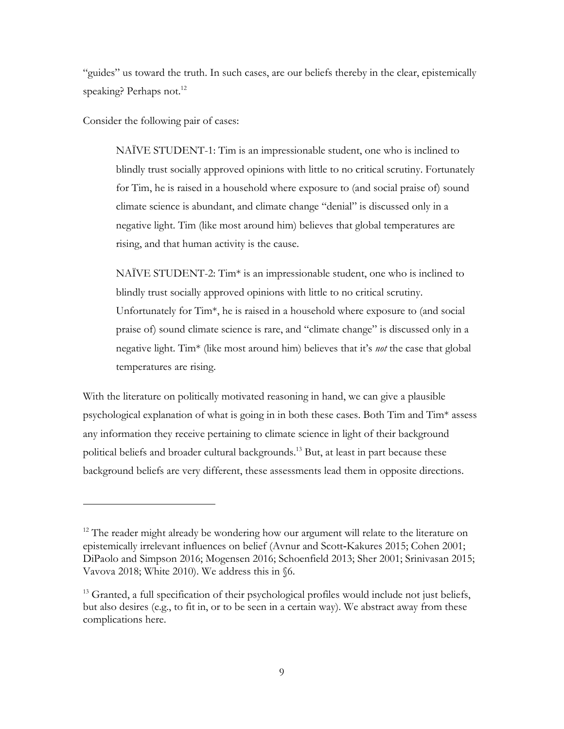"guides" us toward the truth. In such cases, are our beliefs thereby in the clear, epistemically speaking? Perhaps not.[12]

Consider the following pair of cases:

> NAÏVE STUDENT-1: Tim is an impressionable student, one who is inclined to blindly trust socially approved opinions with little to no critical scrutiny. Fortunately for Tim, he is raised in a household where exposure to (and social praise of) sound climate science is abundant, and climate change "denial" is discussed only in a negative light. Tim (like most around him) believes that global temperatures are rising, and that human activity is the cause.

> NAÏVE STUDENT-2: Tim* is an impressionable student, one who is inclined to blindly trust socially approved opinions with little to no critical scrutiny. Unfortunately for Tim*, he is raised in a household where exposure to (and social praise of) sound climate science is rare, and "climate change" is discussed only in a negative light. Tim* (like most around him) believes that it's *not* the case that global temperatures are rising.

With the literature on politically motivated reasoning in hand, we can give a plausible psychological explanation of what is going in in both these cases. Both Tim and Tim* assess any information they receive pertaining to climate science in light of their background political beliefs and broader cultural backgrounds.[13] But, at least in part because these background beliefs are very different, these assessments lead them in opposite directions.

---

[12] The reader might already be wondering how our argument will relate to the literature on epistemically irrelevant influences on belief (Avnur and Scott-Kakures 2015; Cohen 2001; DiPaolo and Simpson 2016; Mogensen 2016; Schoenfield 2013; Sher 2001; Srinivasan 2015; Vavova 2018; White 2010). We address this in §6.

[13] Granted, a full specification of their psychological profiles would include not just beliefs, but also desires (e.g., to fit in, or to be seen in a certain way). We abstract away from these complications here.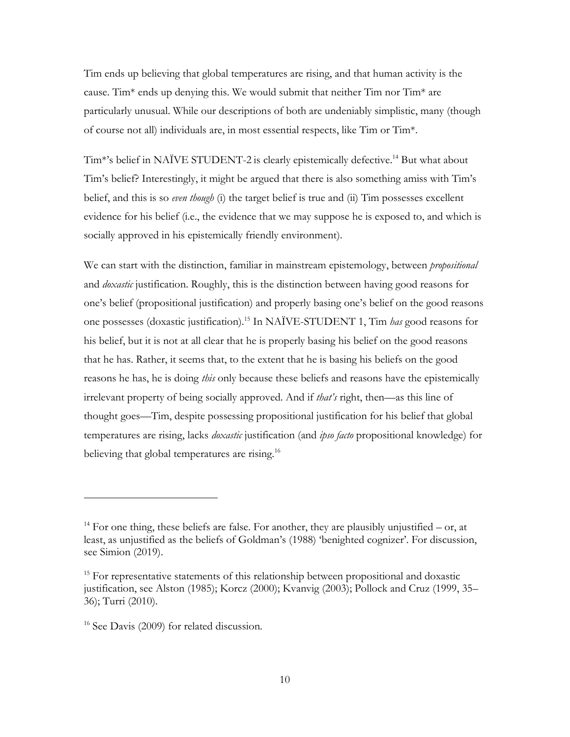Tim ends up believing that global temperatures are rising, and that human activity is the cause. Tim* ends up denying this. We would submit that neither Tim nor Tim* are particularly unusual. While our descriptions of both are undeniably simplistic, many (though of course not all) individuals are, in most essential respects, like Tim or Tim*.

Tim*'s belief in NAÏVE STUDENT-2 is clearly epistemically defective.[14] But what about Tim's belief? Interestingly, it might be argued that there is also something amiss with Tim's belief, and this is so *even though* (i) the target belief is true and (ii) Tim possesses excellent evidence for his belief (i.e., the evidence that we may suppose he is exposed to, and which is socially approved in his epistemically friendly environment).

We can start with the distinction, familiar in mainstream epistemology, between *propositional* and *doxastic* justification. Roughly, this is the distinction between having good reasons for one's belief (propositional justification) and properly basing one's belief on the good reasons one possesses (doxastic justification).[15] In NAÏVE-STUDENT 1, Tim *has* good reasons for his belief, but it is not at all clear that he is properly basing his belief on the good reasons that he has. Rather, it seems that, to the extent that he is basing his beliefs on the good reasons he has, he is doing *this* only because these beliefs and reasons have the epistemically irrelevant property of being socially approved. And if *that's* right, then—as this line of thought goes—Tim, despite possessing propositional justification for his belief that global temperatures are rising, lacks *doxastic* justification (and *ipso facto* propositional knowledge) for believing that global temperatures are rising.[16]

---

[14] For one thing, these beliefs are false. For another, they are plausibly unjustified – or, at least, as unjustified as the beliefs of Goldman's (1988) 'benighted cognizer'. For discussion, see Simion (2019).

[15] For representative statements of this relationship between propositional and doxastic justification, see Alston (1985); Korcz (2000); Kvanvig (2003); Pollock and Cruz (1999, 35–36); Turri (2010).

[16] See Davis (2009) for related discussion.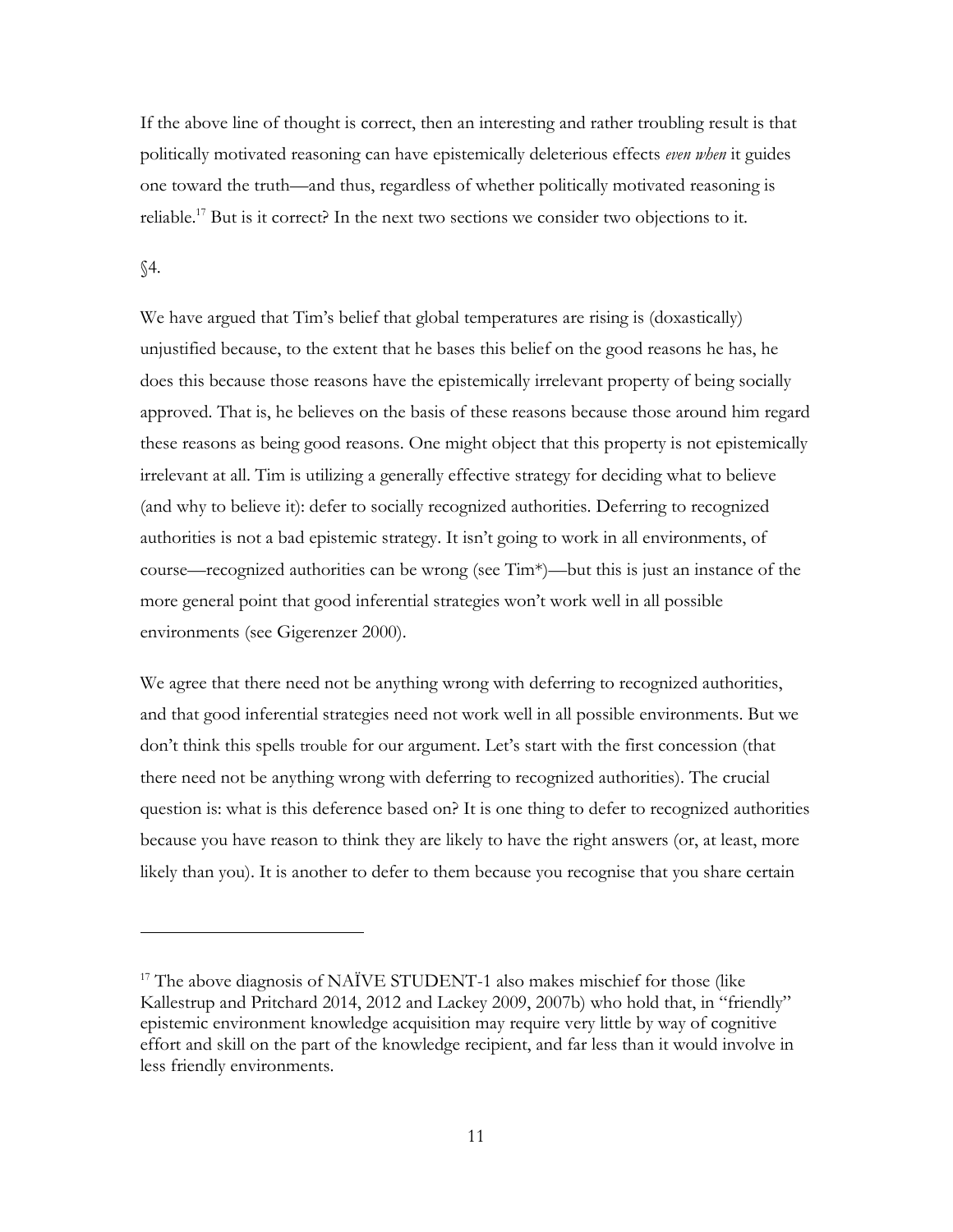If the above line of thought is correct, then an interesting and rather troubling result is that politically motivated reasoning can have epistemically deleterious effects *even when* it guides one toward the truth—and thus, regardless of whether politically motivated reasoning is reliable.[17] But is it correct? In the next two sections we consider two objections to it.

§4.

We have argued that Tim's belief that global temperatures are rising is (doxastically) unjustified because, to the extent that he bases this belief on the good reasons he has, he does this because those reasons have the epistemically irrelevant property of being socially approved. That is, he believes on the basis of these reasons because those around him regard these reasons as being good reasons. One might object that this property is not epistemically irrelevant at all. Tim is utilizing a generally effective strategy for deciding what to believe (and why to believe it): defer to socially recognized authorities. Deferring to recognized authorities is not a bad epistemic strategy. It isn't going to work in all environments, of course—recognized authorities can be wrong (see Tim*)—but this is just an instance of the more general point that good inferential strategies won't work well in all possible environments (see Gigerenzer 2000).

We agree that there need not be anything wrong with deferring to recognized authorities, and that good inferential strategies need not work well in all possible environments. But we don't think this spells trouble for our argument. Let's start with the first concession (that there need not be anything wrong with deferring to recognized authorities). The crucial question is: what is this deference based on? It is one thing to defer to recognized authorities because you have reason to think they are likely to have the right answers (or, at least, more likely than you). It is another to defer to them because you recognise that you share certain

---

[17] The above diagnosis of NAÏVE STUDENT-1 also makes mischief for those (like Kallestrup and Pritchard 2014, 2012 and Lackey 2009, 2007b) who hold that, in "friendly" epistemic environment knowledge acquisition may require very little by way of cognitive effort and skill on the part of the knowledge recipient, and far less than it would involve in less friendly environments.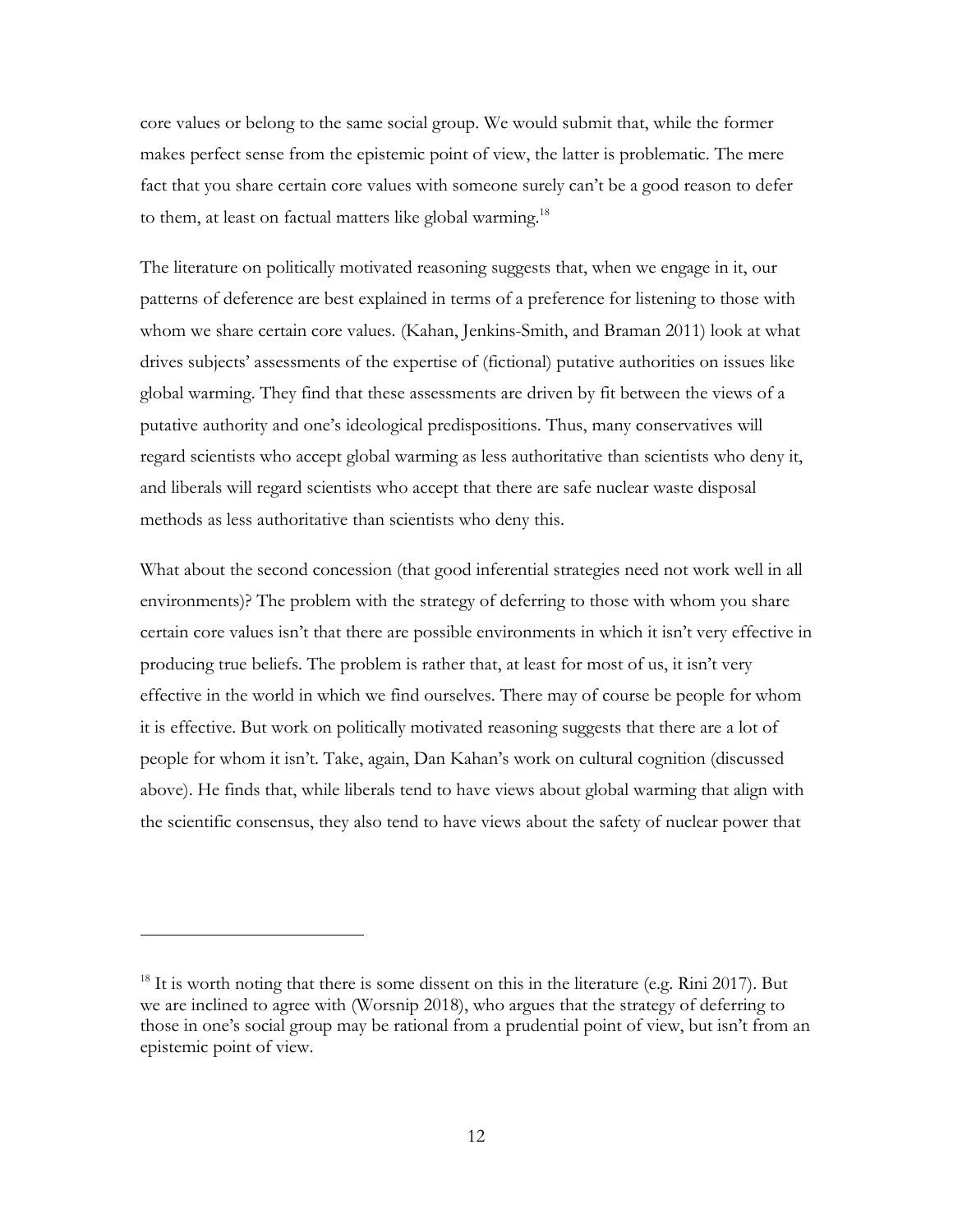core values or belong to the same social group. We would submit that, while the former makes perfect sense from the epistemic point of view, the latter is problematic. The mere fact that you share certain core values with someone surely can't be a good reason to defer to them, at least on factual matters like global warming.[18]

The literature on politically motivated reasoning suggests that, when we engage in it, our patterns of deference are best explained in terms of a preference for listening to those with whom we share certain core values. (Kahan, Jenkins-Smith, and Braman 2011) look at what drives subjects' assessments of the expertise of (fictional) putative authorities on issues like global warming. They find that these assessments are driven by fit between the views of a putative authority and one's ideological predispositions. Thus, many conservatives will regard scientists who accept global warming as less authoritative than scientists who deny it, and liberals will regard scientists who accept that there are safe nuclear waste disposal methods as less authoritative than scientists who deny this.

What about the second concession (that good inferential strategies need not work well in all environments)? The problem with the strategy of deferring to those with whom you share certain core values isn't that there are possible environments in which it isn't very effective in producing true beliefs. The problem is rather that, at least for most of us, it isn't very effective in the world in which we find ourselves. There may of course be people for whom it is effective. But work on politically motivated reasoning suggests that there are a lot of people for whom it isn't. Take, again, Dan Kahan's work on cultural cognition (discussed above). He finds that, while liberals tend to have views about global warming that align with the scientific consensus, they also tend to have views about the safety of nuclear power that

---

[18] It is worth noting that there is some dissent on this in the literature (e.g. Rini 2017). But we are inclined to agree with (Worsnip 2018), who argues that the strategy of deferring to those in one's social group may be rational from a prudential point of view, but isn't from an epistemic point of view.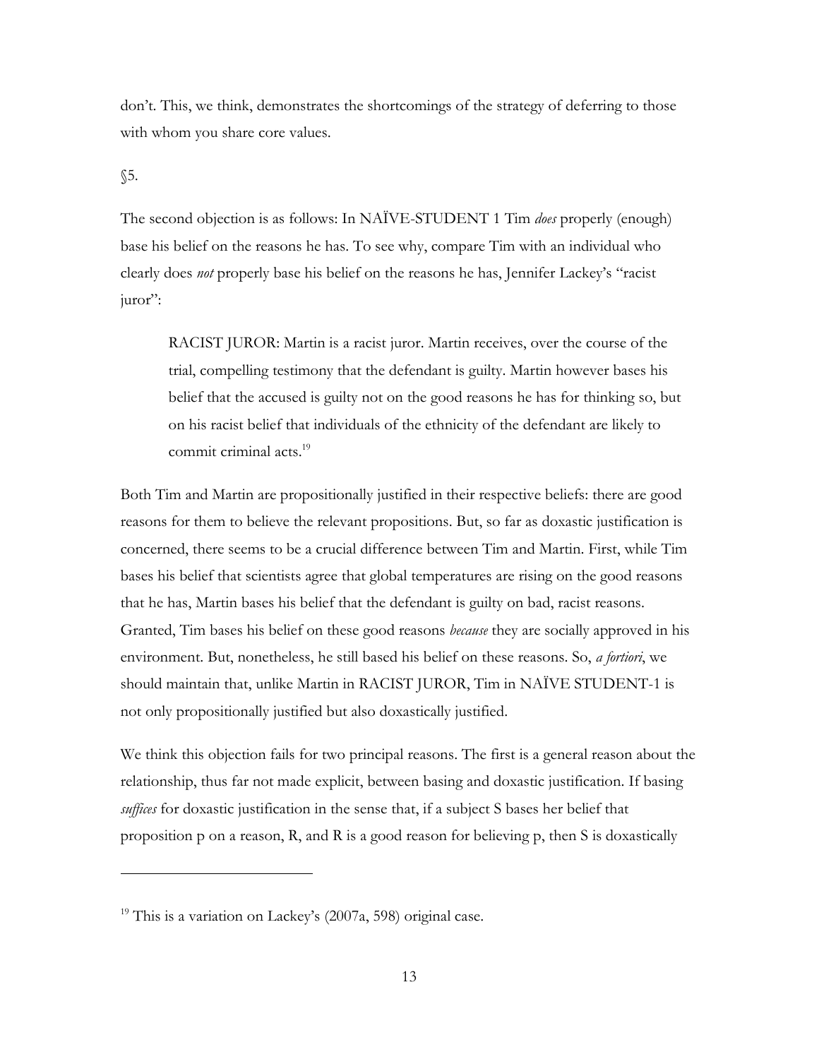don't. This, we think, demonstrates the shortcomings of the strategy of deferring to those with whom you share core values.

§5.

The second objection is as follows: In NAÏVE-STUDENT 1 Tim *does* properly (enough) base his belief on the reasons he has. To see why, compare Tim with an individual who clearly does *not* properly base his belief on the reasons he has, Jennifer Lackey's "racist juror":

> RACIST JUROR: Martin is a racist juror. Martin receives, over the course of the trial, compelling testimony that the defendant is guilty. Martin however bases his belief that the accused is guilty not on the good reasons he has for thinking so, but on his racist belief that individuals of the ethnicity of the defendant are likely to commit criminal acts.[19]

Both Tim and Martin are propositionally justified in their respective beliefs: there are good reasons for them to believe the relevant propositions. But, so far as doxastic justification is concerned, there seems to be a crucial difference between Tim and Martin. First, while Tim bases his belief that scientists agree that global temperatures are rising on the good reasons that he has, Martin bases his belief that the defendant is guilty on bad, racist reasons. Granted, Tim bases his belief on these good reasons *because* they are socially approved in his environment. But, nonetheless, he still based his belief on these reasons. So, *a fortiori*, we should maintain that, unlike Martin in RACIST JUROR, Tim in NAÏVE STUDENT-1 is not only propositionally justified but also doxastically justified.

We think this objection fails for two principal reasons. The first is a general reason about the relationship, thus far not made explicit, between basing and doxastic justification. If basing *suffices* for doxastic justification in the sense that, if a subject S bases her belief that proposition p on a reason, R, and R is a good reason for believing p, then S is doxastically

---

[19] This is a variation on Lackey's (2007a, 598) original case.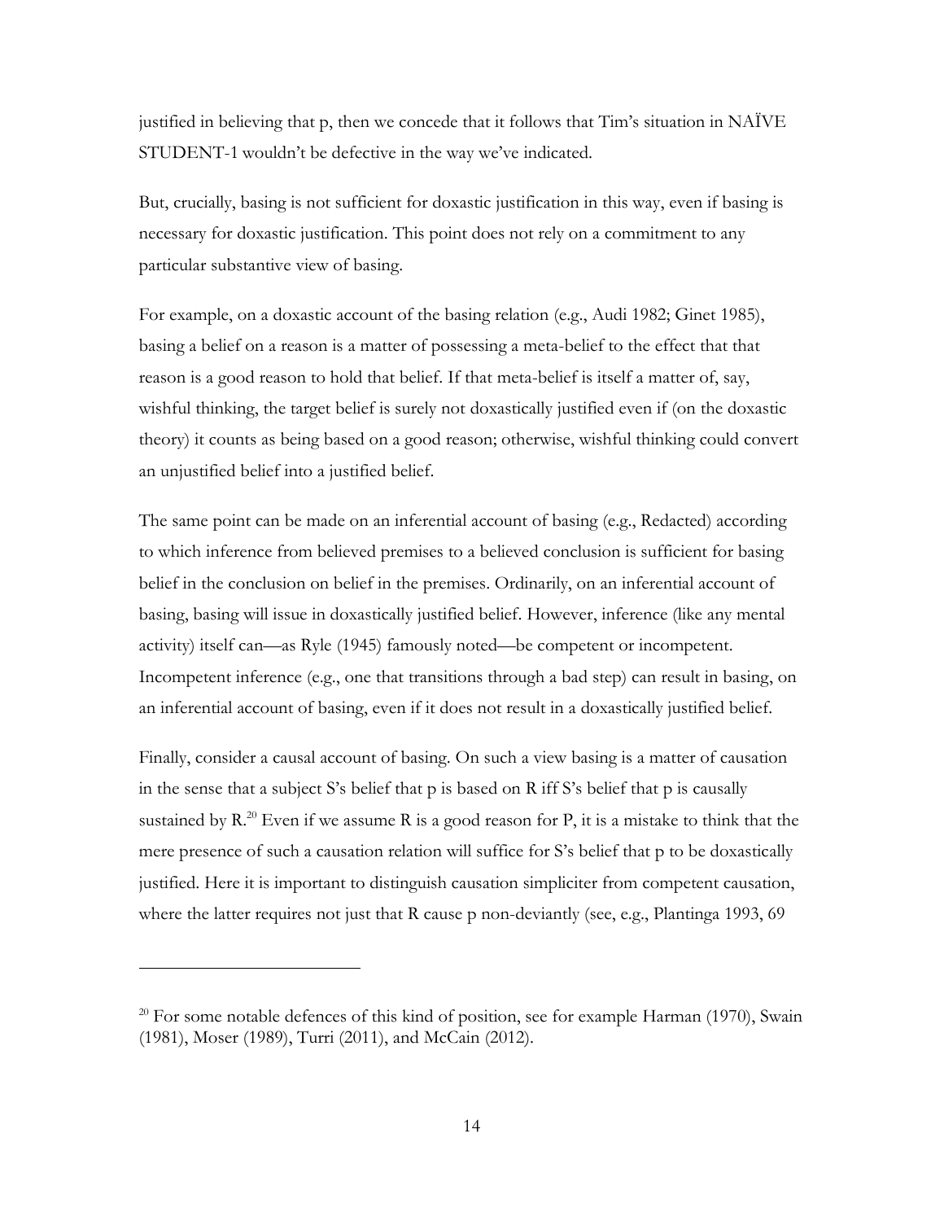justified in believing that p, then we concede that it follows that Tim's situation in NAÏVE STUDENT-1 wouldn't be defective in the way we've indicated.

But, crucially, basing is not sufficient for doxastic justification in this way, even if basing is necessary for doxastic justification. This point does not rely on a commitment to any particular substantive view of basing.

For example, on a doxastic account of the basing relation (e.g., Audi 1982; Ginet 1985), basing a belief on a reason is a matter of possessing a meta-belief to the effect that that reason is a good reason to hold that belief. If that meta-belief is itself a matter of, say, wishful thinking, the target belief is surely not doxastically justified even if (on the doxastic theory) it counts as being based on a good reason; otherwise, wishful thinking could convert an unjustified belief into a justified belief.

The same point can be made on an inferential account of basing (e.g., Redacted) according to which inference from believed premises to a believed conclusion is sufficient for basing belief in the conclusion on belief in the premises. Ordinarily, on an inferential account of basing, basing will issue in doxastically justified belief. However, inference (like any mental activity) itself can—as Ryle (1945) famously noted—be competent or incompetent. Incompetent inference (e.g., one that transitions through a bad step) can result in basing, on an inferential account of basing, even if it does not result in a doxastically justified belief.

Finally, consider a causal account of basing. On such a view basing is a matter of causation in the sense that a subject S's belief that p is based on R iff S's belief that p is causally sustained by R.[20] Even if we assume R is a good reason for P, it is a mistake to think that the mere presence of such a causation relation will suffice for S's belief that p to be doxastically justified. Here it is important to distinguish causation simpliciter from competent causation, where the latter requires not just that R cause p non-deviantly (see, e.g., Plantinga 1993, 69

---

[20] For some notable defences of this kind of position, see for example Harman (1970), Swain (1981), Moser (1989), Turri (2011), and McCain (2012).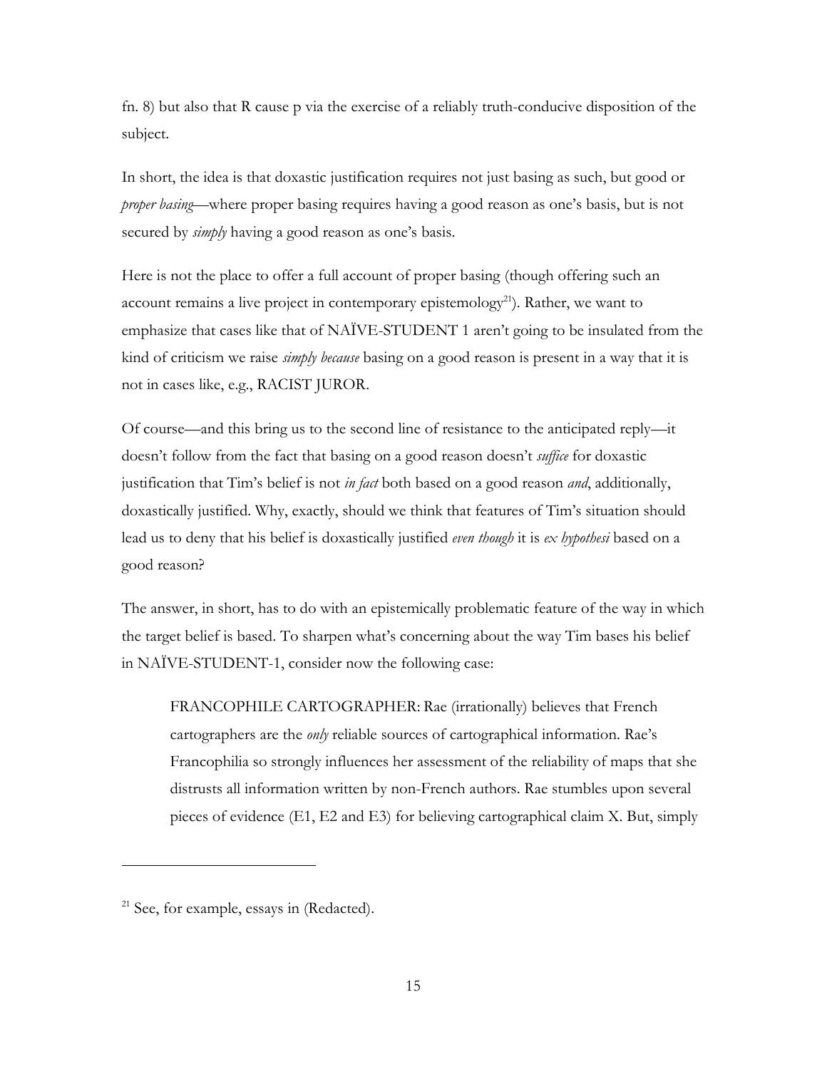fn. 8) but also that R cause p via the exercise of a reliably truth-conducive disposition of the subject.

In short, the idea is that doxastic justification requires not just basing as such, but good or *proper basing*—where proper basing requires having a good reason as one's basis, but is not secured by *simply* having a good reason as one's basis.

Here is not the place to offer a full account of proper basing (though offering such an account remains a live project in contemporary epistemology[21]). Rather, we want to emphasize that cases like that of NAÏVE-STUDENT 1 aren't going to be insulated from the kind of criticism we raise *simply because* basing on a good reason is present in a way that it is not in cases like, e.g., RACIST JUROR.

Of course—and this bring us to the second line of resistance to the anticipated reply—it doesn't follow from the fact that basing on a good reason doesn't *suffice* for doxastic justification that Tim's belief is not *in fact* both based on a good reason *and*, additionally, doxastically justified. Why, exactly, should we think that features of Tim's situation should lead us to deny that his belief is doxastically justified *even though* it is *ex hypothesi* based on a good reason?

The answer, in short, has to do with an epistemically problematic feature of the way in which the target belief is based. To sharpen what's concerning about the way Tim bases his belief in NAÏVE-STUDENT-1, consider now the following case:

> FRANCOPHILE CARTOGRAPHER: Rae (irrationally) believes that French cartographers are the *only* reliable sources of cartographical information. Rae's Francophilia so strongly influences her assessment of the reliability of maps that she distrusts all information written by non-French authors. Rae stumbles upon several pieces of evidence (E1, E2 and E3) for believing cartographical claim X. But, simply

[21] See, for example, essays in (Redacted).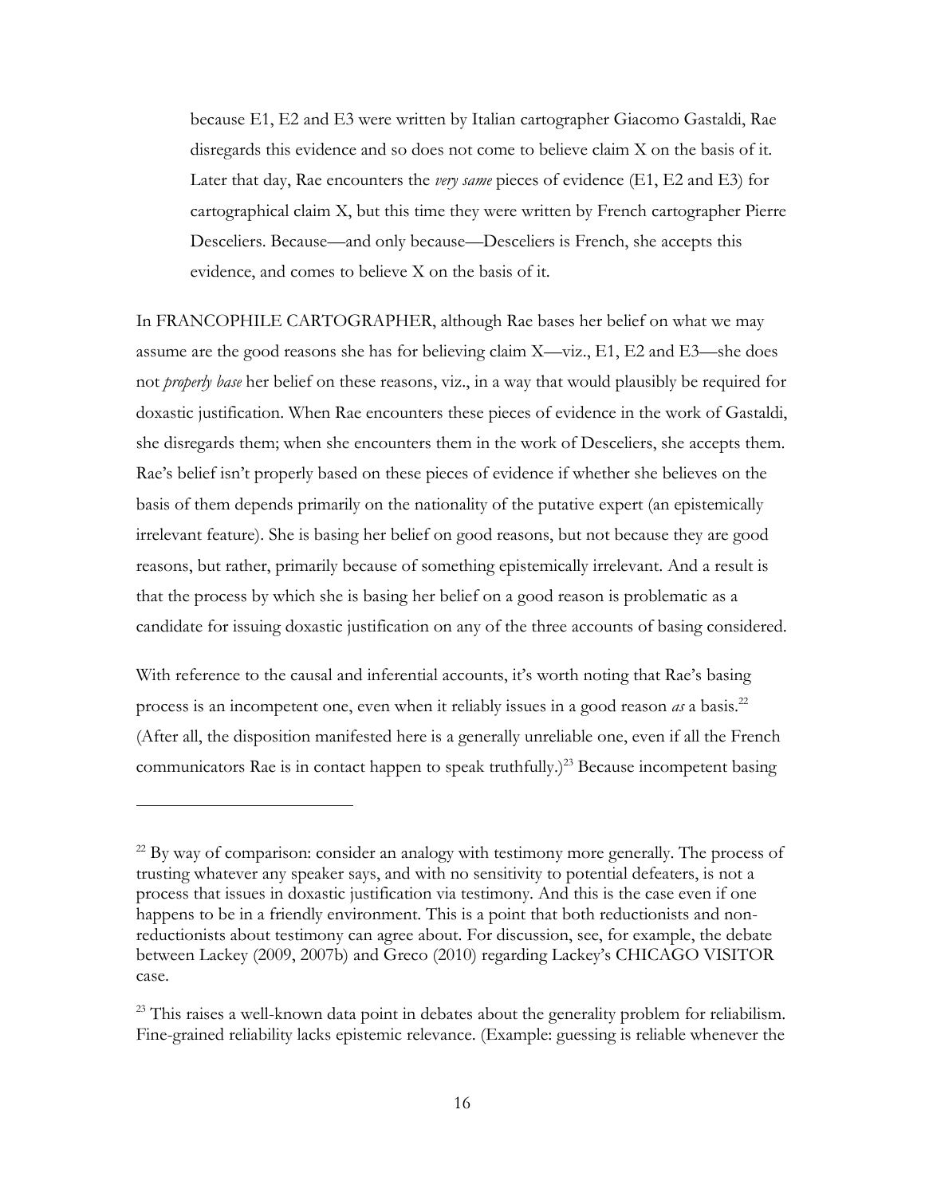> because E1, E2 and E3 were written by Italian cartographer Giacomo Gastaldi, Rae disregards this evidence and so does not come to believe claim X on the basis of it. Later that day, Rae encounters the *very same* pieces of evidence (E1, E2 and E3) for cartographical claim X, but this time they were written by French cartographer Pierre Desceliers. Because—and only because—Desceliers is French, she accepts this evidence, and comes to believe X on the basis of it.

In FRANCOPHILE CARTOGRAPHER, although Rae bases her belief on what we may assume are the good reasons she has for believing claim X—viz., E1, E2 and E3—she does not *properly base* her belief on these reasons, viz., in a way that would plausibly be required for doxastic justification. When Rae encounters these pieces of evidence in the work of Gastaldi, she disregards them; when she encounters them in the work of Desceliers, she accepts them. Rae's belief isn't properly based on these pieces of evidence if whether she believes on the basis of them depends primarily on the nationality of the putative expert (an epistemically irrelevant feature). She is basing her belief on good reasons, but not because they are good reasons, but rather, primarily because of something epistemically irrelevant. And a result is that the process by which she is basing her belief on a good reason is problematic as a candidate for issuing doxastic justification on any of the three accounts of basing considered.

With reference to the causal and inferential accounts, it's worth noting that Rae's basing process is an incompetent one, even when it reliably issues in a good reason *as* a basis.[22] (After all, the disposition manifested here is a generally unreliable one, even if all the French communicators Rae is in contact happen to speak truthfully.)[23] Because incompetent basing

---

[22] By way of comparison: consider an analogy with testimony more generally. The process of trusting whatever any speaker says, and with no sensitivity to potential defeaters, is not a process that issues in doxastic justification via testimony. And this is the case even if one happens to be in a friendly environment. This is a point that both reductionists and non-reductionists about testimony can agree about. For discussion, see, for example, the debate between Lackey (2009, 2007b) and Greco (2010) regarding Lackey's CHICAGO VISITOR case.

[23] This raises a well-known data point in debates about the generality problem for reliabilism. Fine-grained reliability lacks epistemic relevance. (Example: guessing is reliable whenever the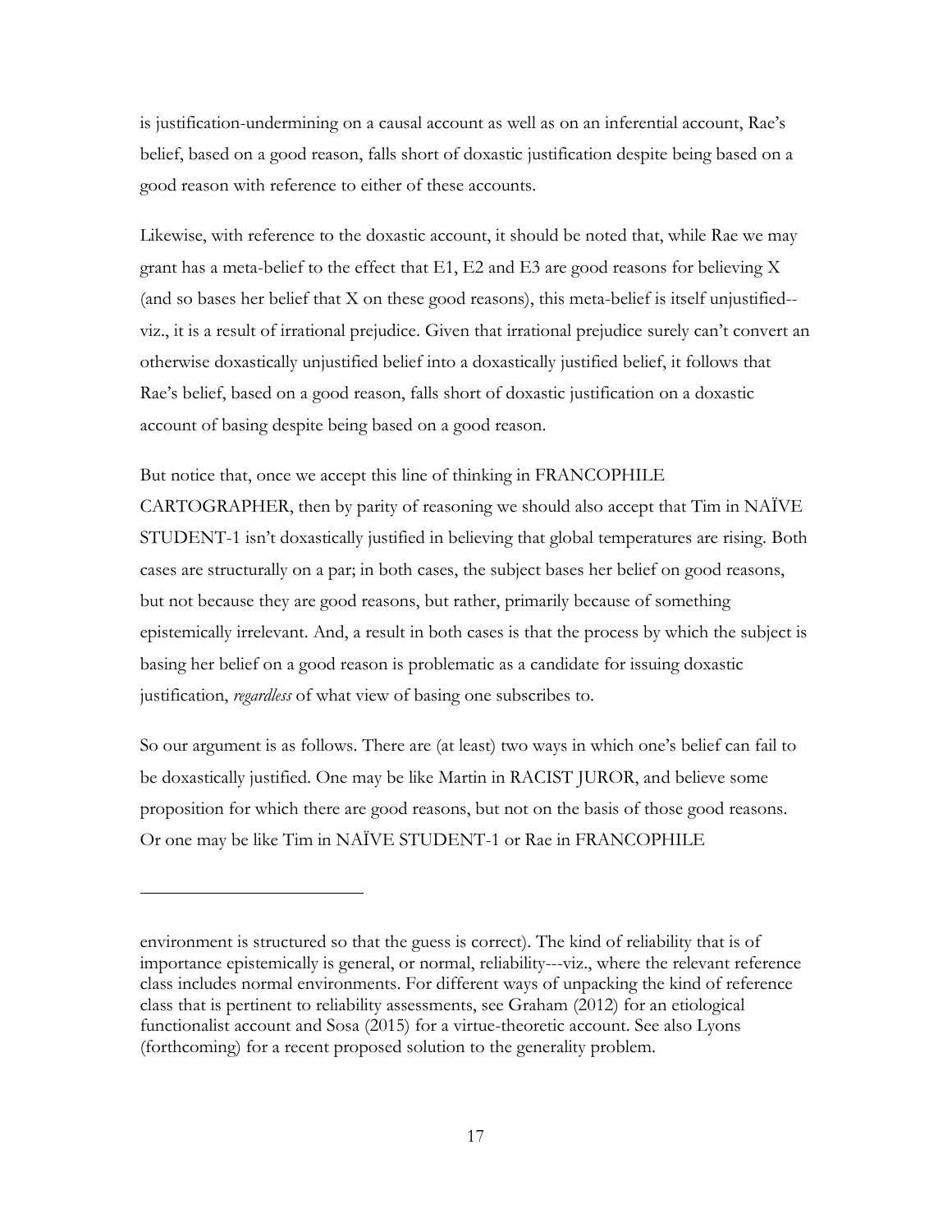is justification-undermining on a causal account as well as on an inferential account, Rae's belief, based on a good reason, falls short of doxastic justification despite being based on a good reason with reference to either of these accounts.

Likewise, with reference to the doxastic account, it should be noted that, while Rae we may grant has a meta-belief to the effect that E1, E2 and E3 are good reasons for believing X (and so bases her belief that X on these good reasons), this meta-belief is itself unjustified--viz., it is a result of irrational prejudice. Given that irrational prejudice surely can't convert an otherwise doxastically unjustified belief into a doxastically justified belief, it follows that Rae's belief, based on a good reason, falls short of doxastic justification on a doxastic account of basing despite being based on a good reason.

But notice that, once we accept this line of thinking in FRANCOPHILE CARTOGRAPHER, then by parity of reasoning we should also accept that Tim in NAÏVE STUDENT-1 isn't doxastically justified in believing that global temperatures are rising. Both cases are structurally on a par; in both cases, the subject bases her belief on good reasons, but not because they are good reasons, but rather, primarily because of something epistemically irrelevant. And, a result in both cases is that the process by which the subject is basing her belief on a good reason is problematic as a candidate for issuing doxastic justification, *regardless* of what view of basing one subscribes to.

So our argument is as follows. There are (at least) two ways in which one's belief can fail to be doxastically justified. One may be like Martin in RACIST JUROR, and believe some proposition for which there are good reasons, but not on the basis of those good reasons. Or one may be like Tim in NAÏVE STUDENT-1 or Rae in FRANCOPHILE

---

environment is structured so that the guess is correct). The kind of reliability that is of importance epistemically is general, or normal, reliability---viz., where the relevant reference class includes normal environments. For different ways of unpacking the kind of reference class that is pertinent to reliability assessments, see Graham (2012) for an etiological functionalist account and Sosa (2015) for a virtue-theoretic account. See also Lyons (forthcoming) for a recent proposed solution to the generality problem.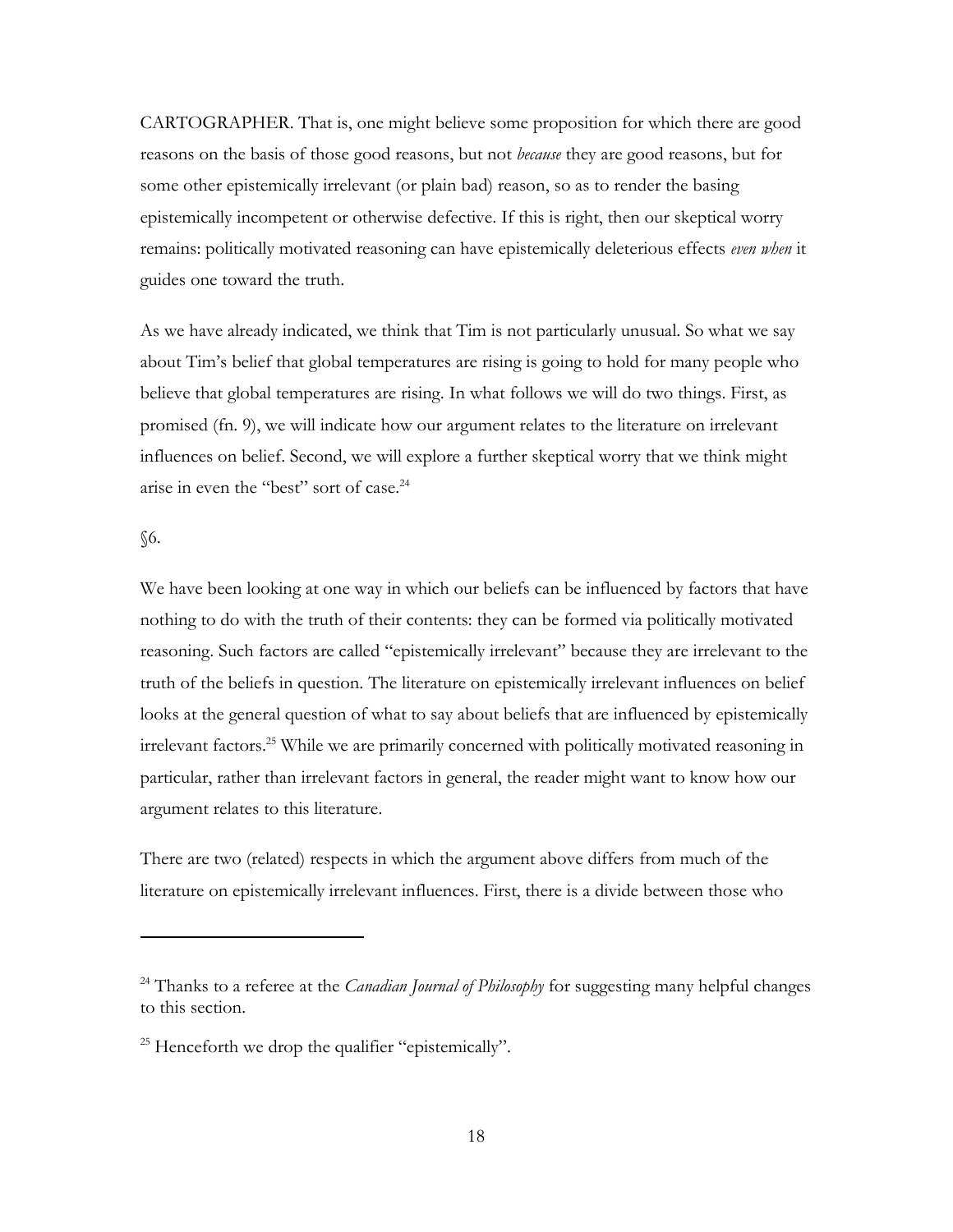CARTOGRAPHER. That is, one might believe some proposition for which there are good reasons on the basis of those good reasons, but not *because* they are good reasons, but for some other epistemically irrelevant (or plain bad) reason, so as to render the basing epistemically incompetent or otherwise defective. If this is right, then our skeptical worry remains: politically motivated reasoning can have epistemically deleterious effects *even when* it guides one toward the truth.

As we have already indicated, we think that Tim is not particularly unusual. So what we say about Tim's belief that global temperatures are rising is going to hold for many people who believe that global temperatures are rising. In what follows we will do two things. First, as promised (fn. 9), we will indicate how our argument relates to the literature on irrelevant influences on belief. Second, we will explore a further skeptical worry that we think might arise in even the "best" sort of case.[24]

## §6.

We have been looking at one way in which our beliefs can be influenced by factors that have nothing to do with the truth of their contents: they can be formed via politically motivated reasoning. Such factors are called "epistemically irrelevant" because they are irrelevant to the truth of the beliefs in question. The literature on epistemically irrelevant influences on belief looks at the general question of what to say about beliefs that are influenced by epistemically irrelevant factors.[25] While we are primarily concerned with politically motivated reasoning in particular, rather than irrelevant factors in general, the reader might want to know how our argument relates to this literature.

There are two (related) respects in which the argument above differs from much of the literature on epistemically irrelevant influences. First, there is a divide between those who

---

[24] Thanks to a referee at the *Canadian Journal of Philosophy* for suggesting many helpful changes to this section.

[25] Henceforth we drop the qualifier "epistemically".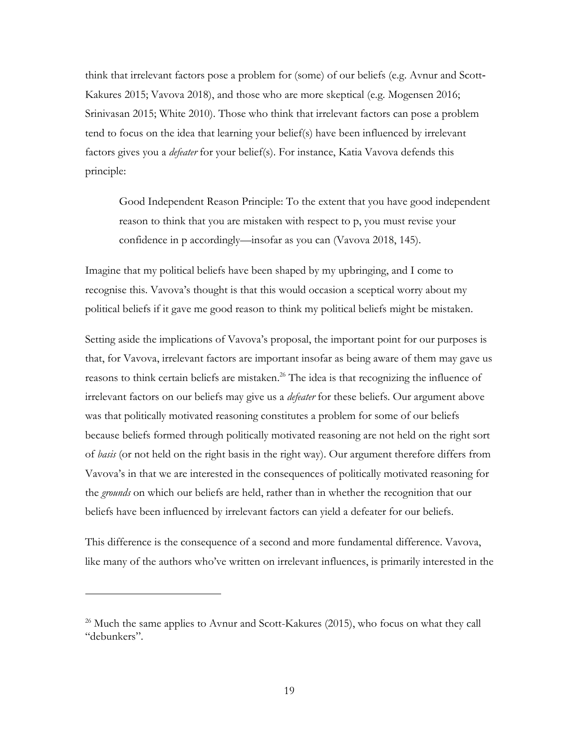think that irrelevant factors pose a problem for (some) of our beliefs (e.g. Avnur and Scott-Kakures 2015; Vavova 2018), and those who are more skeptical (e.g. Mogensen 2016; Srinivasan 2015; White 2010). Those who think that irrelevant factors can pose a problem tend to focus on the idea that learning your belief(s) have been influenced by irrelevant factors gives you a *defeater* for your belief(s). For instance, Katia Vavova defends this principle:

> Good Independent Reason Principle: To the extent that you have good independent reason to think that you are mistaken with respect to p, you must revise your confidence in p accordingly—insofar as you can (Vavova 2018, 145).

Imagine that my political beliefs have been shaped by my upbringing, and I come to recognise this. Vavova's thought is that this would occasion a sceptical worry about my political beliefs if it gave me good reason to think my political beliefs might be mistaken.

Setting aside the implications of Vavova's proposal, the important point for our purposes is that, for Vavova, irrelevant factors are important insofar as being aware of them may gave us reasons to think certain beliefs are mistaken.[26] The idea is that recognizing the influence of irrelevant factors on our beliefs may give us a *defeater* for these beliefs. Our argument above was that politically motivated reasoning constitutes a problem for some of our beliefs because beliefs formed through politically motivated reasoning are not held on the right sort of *basis* (or not held on the right basis in the right way). Our argument therefore differs from Vavova's in that we are interested in the consequences of politically motivated reasoning for the *grounds* on which our beliefs are held, rather than in whether the recognition that our beliefs have been influenced by irrelevant factors can yield a defeater for our beliefs.

This difference is the consequence of a second and more fundamental difference. Vavova, like many of the authors who've written on irrelevant influences, is primarily interested in the

[26] Much the same applies to Avnur and Scott-Kakures (2015), who focus on what they call "debunkers".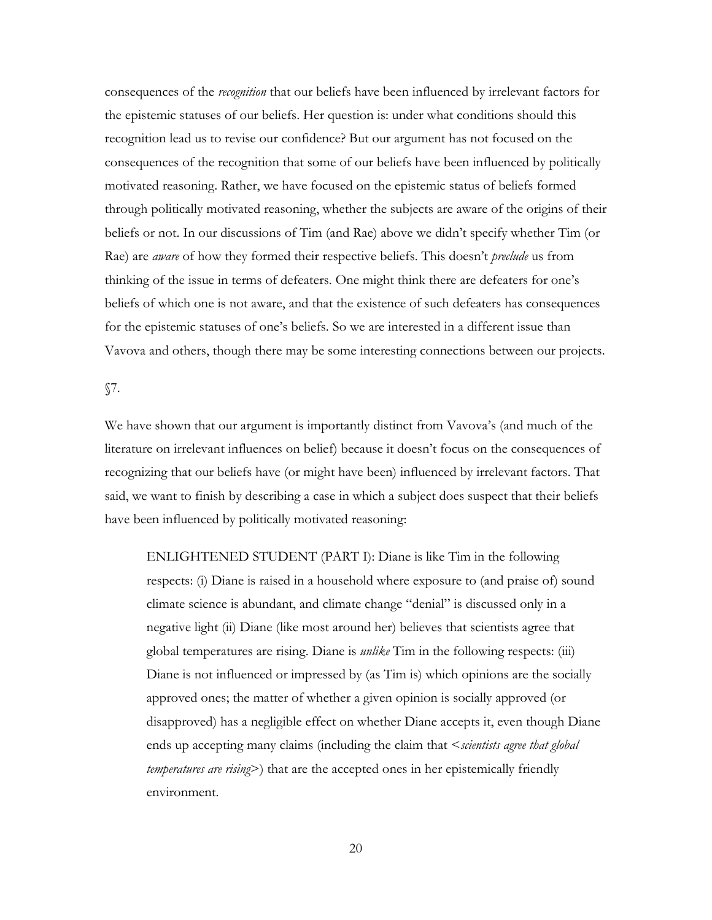consequences of the *recognition* that our beliefs have been influenced by irrelevant factors for the epistemic statuses of our beliefs. Her question is: under what conditions should this recognition lead us to revise our confidence? But our argument has not focused on the consequences of the recognition that some of our beliefs have been influenced by politically motivated reasoning. Rather, we have focused on the epistemic status of beliefs formed through politically motivated reasoning, whether the subjects are aware of the origins of their beliefs or not. In our discussions of Tim (and Rae) above we didn't specify whether Tim (or Rae) are *aware* of how they formed their respective beliefs. This doesn't *preclude* us from thinking of the issue in terms of defeaters. One might think there are defeaters for one's beliefs of which one is not aware, and that the existence of such defeaters has consequences for the epistemic statuses of one's beliefs. So we are interested in a different issue than Vavova and others, though there may be some interesting connections between our projects.

§7.

We have shown that our argument is importantly distinct from Vavova's (and much of the literature on irrelevant influences on belief) because it doesn't focus on the consequences of recognizing that our beliefs have (or might have been) influenced by irrelevant factors. That said, we want to finish by describing a case in which a subject does suspect that their beliefs have been influenced by politically motivated reasoning:

> ENLIGHTENED STUDENT (PART I): Diane is like Tim in the following respects: (i) Diane is raised in a household where exposure to (and praise of) sound climate science is abundant, and climate change "denial" is discussed only in a negative light (ii) Diane (like most around her) believes that scientists agree that global temperatures are rising. Diane is *unlike* Tim in the following respects: (iii) Diane is not influenced or impressed by (as Tim is) which opinions are the socially approved ones; the matter of whether a given opinion is socially approved (or disapproved) has a negligible effect on whether Diane accepts it, even though Diane ends up accepting many claims (including the claim that <*scientists agree that global temperatures are rising*>) that are the accepted ones in her epistemically friendly environment.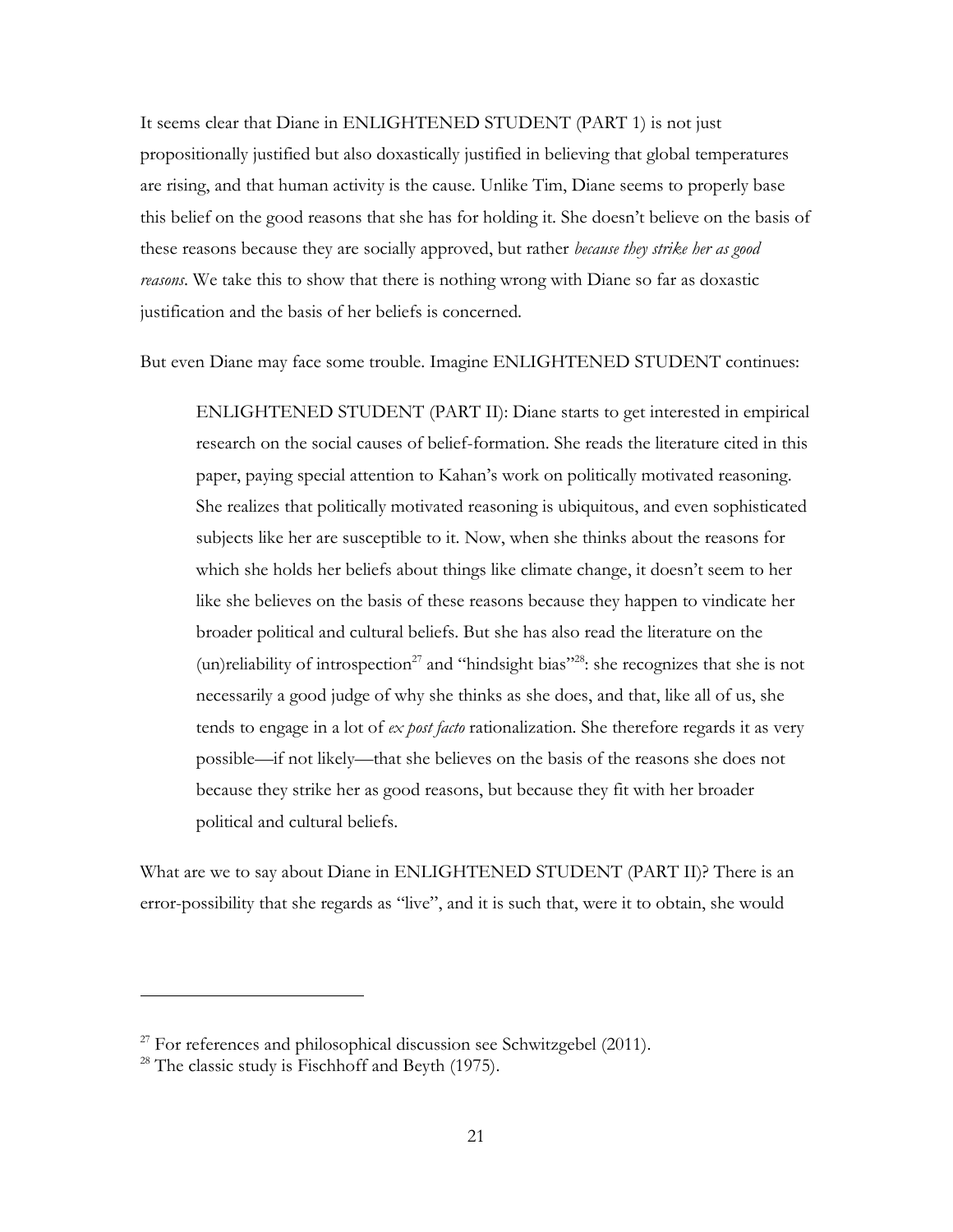It seems clear that Diane in ENLIGHTENED STUDENT (PART 1) is not just propositionally justified but also doxastically justified in believing that global temperatures are rising, and that human activity is the cause. Unlike Tim, Diane seems to properly base this belief on the good reasons that she has for holding it. She doesn't believe on the basis of these reasons because they are socially approved, but rather *because they strike her as good reasons*. We take this to show that there is nothing wrong with Diane so far as doxastic justification and the basis of her beliefs is concerned.

But even Diane may face some trouble. Imagine ENLIGHTENED STUDENT continues:

> ENLIGHTENED STUDENT (PART II): Diane starts to get interested in empirical research on the social causes of belief-formation. She reads the literature cited in this paper, paying special attention to Kahan's work on politically motivated reasoning. She realizes that politically motivated reasoning is ubiquitous, and even sophisticated subjects like her are susceptible to it. Now, when she thinks about the reasons for which she holds her beliefs about things like climate change, it doesn't seem to her like she believes on the basis of these reasons because they happen to vindicate her broader political and cultural beliefs. But she has also read the literature on the (un)reliability of introspection[27] and "hindsight bias"[28]: she recognizes that she is not necessarily a good judge of why she thinks as she does, and that, like all of us, she tends to engage in a lot of *ex post facto* rationalization. She therefore regards it as very possible—if not likely—that she believes on the basis of the reasons she does not because they strike her as good reasons, but because they fit with her broader political and cultural beliefs.

What are we to say about Diane in ENLIGHTENED STUDENT (PART II)? There is an error-possibility that she regards as "live", and it is such that, were it to obtain, she would

---

[27] For references and philosophical discussion see Schwitzgebel (2011).

[28] The classic study is Fischhoff and Beyth (1975).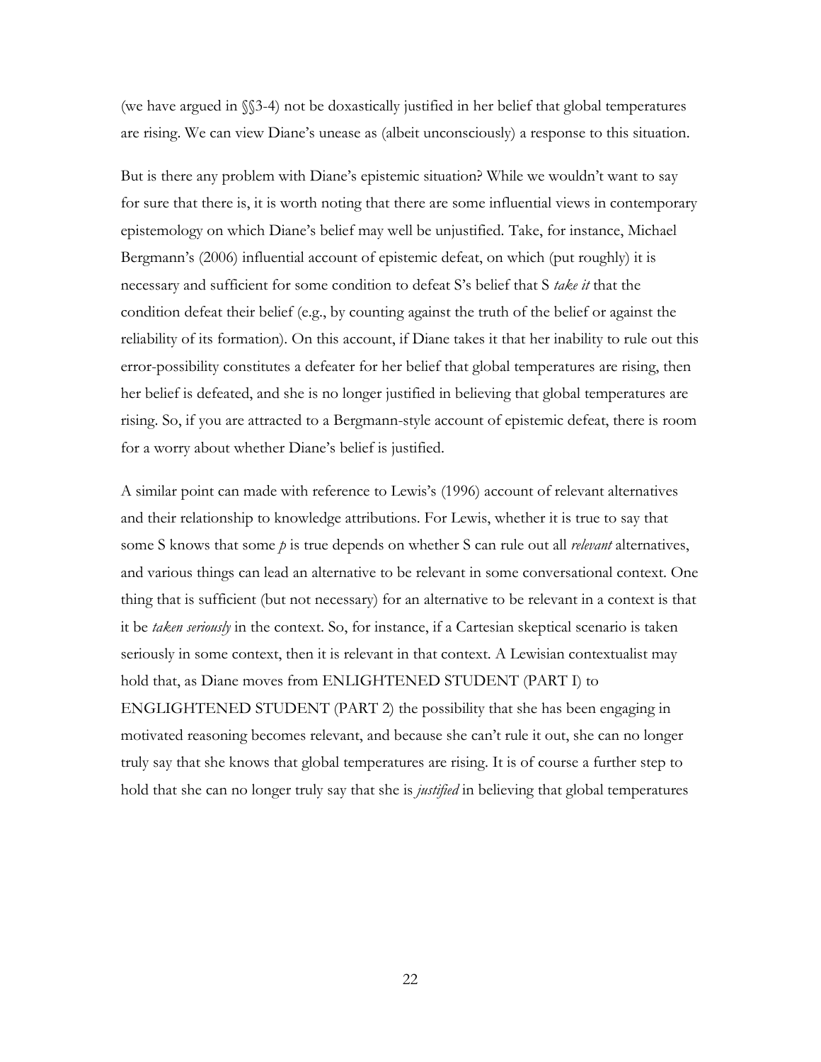(we have argued in §§3-4) not be doxastically justified in her belief that global temperatures are rising. We can view Diane's unease as (albeit unconsciously) a response to this situation.

But is there any problem with Diane's epistemic situation? While we wouldn't want to say for sure that there is, it is worth noting that there are some influential views in contemporary epistemology on which Diane's belief may well be unjustified. Take, for instance, Michael Bergmann's (2006) influential account of epistemic defeat, on which (put roughly) it is necessary and sufficient for some condition to defeat S's belief that S *take it* that the condition defeat their belief (e.g., by counting against the truth of the belief or against the reliability of its formation). On this account, if Diane takes it that her inability to rule out this error-possibility constitutes a defeater for her belief that global temperatures are rising, then her belief is defeated, and she is no longer justified in believing that global temperatures are rising. So, if you are attracted to a Bergmann-style account of epistemic defeat, there is room for a worry about whether Diane's belief is justified.

A similar point can made with reference to Lewis's (1996) account of relevant alternatives and their relationship to knowledge attributions. For Lewis, whether it is true to say that some S knows that some *p* is true depends on whether S can rule out all *relevant* alternatives, and various things can lead an alternative to be relevant in some conversational context. One thing that is sufficient (but not necessary) for an alternative to be relevant in a context is that it be *taken seriously* in the context. So, for instance, if a Cartesian skeptical scenario is taken seriously in some context, then it is relevant in that context. A Lewisian contextualist may hold that, as Diane moves from ENLIGHTENED STUDENT (PART I) to ENGLIGHTENED STUDENT (PART 2) the possibility that she has been engaging in motivated reasoning becomes relevant, and because she can't rule it out, she can no longer truly say that she knows that global temperatures are rising. It is of course a further step to hold that she can no longer truly say that she is *justified* in believing that global temperatures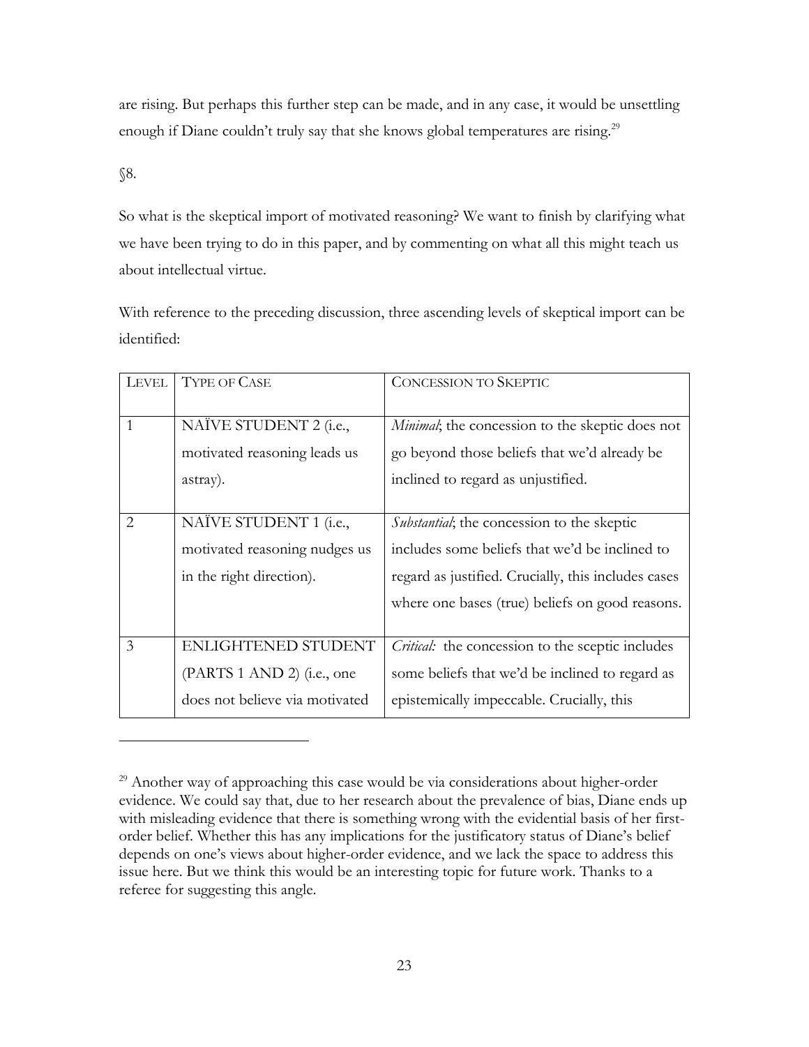are rising. But perhaps this further step can be made, and in any case, it would be unsettling enough if Diane couldn't truly say that she knows global temperatures are rising.[29]

§8.

So what is the skeptical import of motivated reasoning? We want to finish by clarifying what we have been trying to do in this paper, and by commenting on what all this might teach us about intellectual virtue.

With reference to the preceding discussion, three ascending levels of skeptical import can be identified:

| LEVEL | TYPE OF CASE | CONCESSION TO SKEPTIC |
|---|---|---|
| 1 | NAÏVE STUDENT 2 (i.e., motivated reasoning leads us astray). | *Minimal*; the concession to the skeptic does not go beyond those beliefs that we'd already be inclined to regard as unjustified. |
| 2 | NAÏVE STUDENT 1 (i.e., motivated reasoning nudges us in the right direction). | *Substantial*; the concession to the skeptic includes some beliefs that we'd be inclined to regard as justified. Crucially, this includes cases where one bases (true) beliefs on good reasons. |
| 3 | ENLIGHTENED STUDENT (PARTS 1 AND 2) (i.e., one does not believe via motivated | *Critical:* the concession to the sceptic includes some beliefs that we'd be inclined to regard as epistemically impeccable. Crucially, this |

[29] Another way of approaching this case would be via considerations about higher-order evidence. We could say that, due to her research about the prevalence of bias, Diane ends up with misleading evidence that there is something wrong with the evidential basis of her first-order belief. Whether this has any implications for the justificatory status of Diane's belief depends on one's views about higher-order evidence, and we lack the space to address this issue here. But we think this would be an interesting topic for future work. Thanks to a referee for suggesting this angle.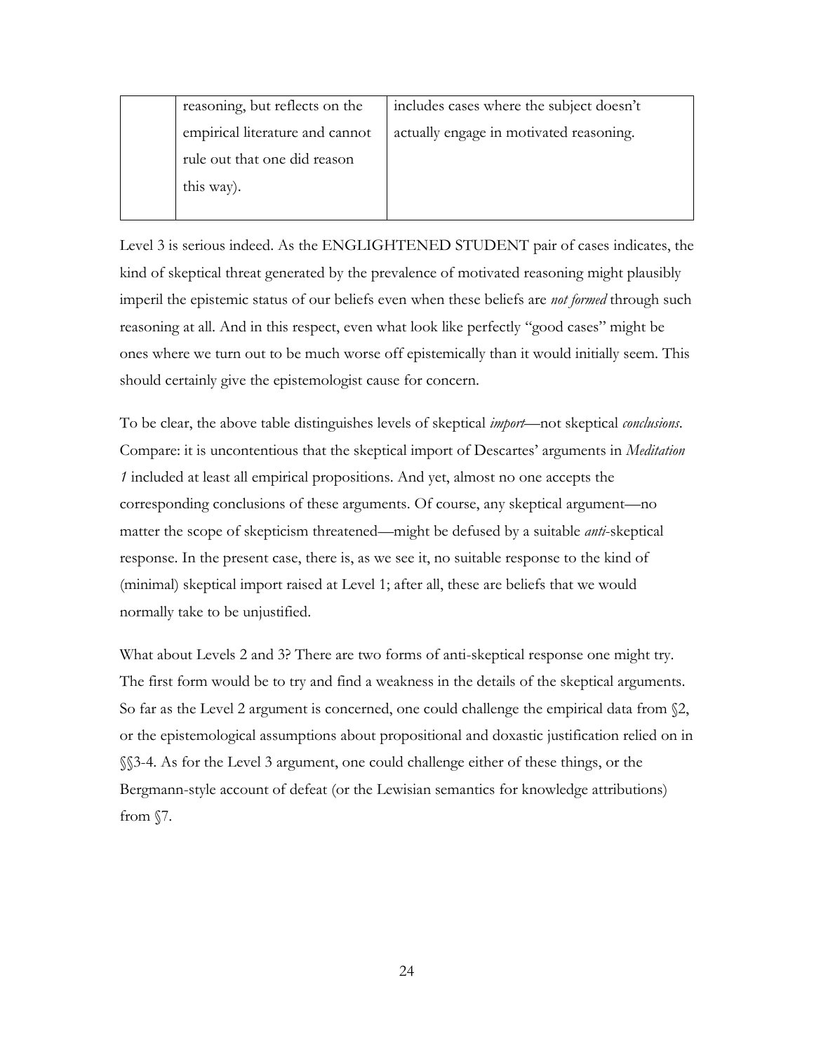| | | |
|---|---|---|
| | reasoning, but reflects on the empirical literature and cannot rule out that one did reason this way). | includes cases where the subject doesn't actually engage in motivated reasoning. |

Level 3 is serious indeed. As the ENGLIGHTENED STUDENT pair of cases indicates, the kind of skeptical threat generated by the prevalence of motivated reasoning might plausibly imperil the epistemic status of our beliefs even when these beliefs are *not formed* through such reasoning at all. And in this respect, even what look like perfectly "good cases" might be ones where we turn out to be much worse off epistemically than it would initially seem. This should certainly give the epistemologist cause for concern.

To be clear, the above table distinguishes levels of skeptical *import*—not skeptical *conclusions*. Compare: it is uncontentious that the skeptical import of Descartes' arguments in *Meditation 1* included at least all empirical propositions. And yet, almost no one accepts the corresponding conclusions of these arguments. Of course, any skeptical argument—no matter the scope of skepticism threatened—might be defused by a suitable *anti*-skeptical response. In the present case, there is, as we see it, no suitable response to the kind of (minimal) skeptical import raised at Level 1; after all, these are beliefs that we would normally take to be unjustified.

What about Levels 2 and 3? There are two forms of anti-skeptical response one might try. The first form would be to try and find a weakness in the details of the skeptical arguments. So far as the Level 2 argument is concerned, one could challenge the empirical data from §2, or the epistemological assumptions about propositional and doxastic justification relied on in §§3-4. As for the Level 3 argument, one could challenge either of these things, or the Bergmann-style account of defeat (or the Lewisian semantics for knowledge attributions) from §7.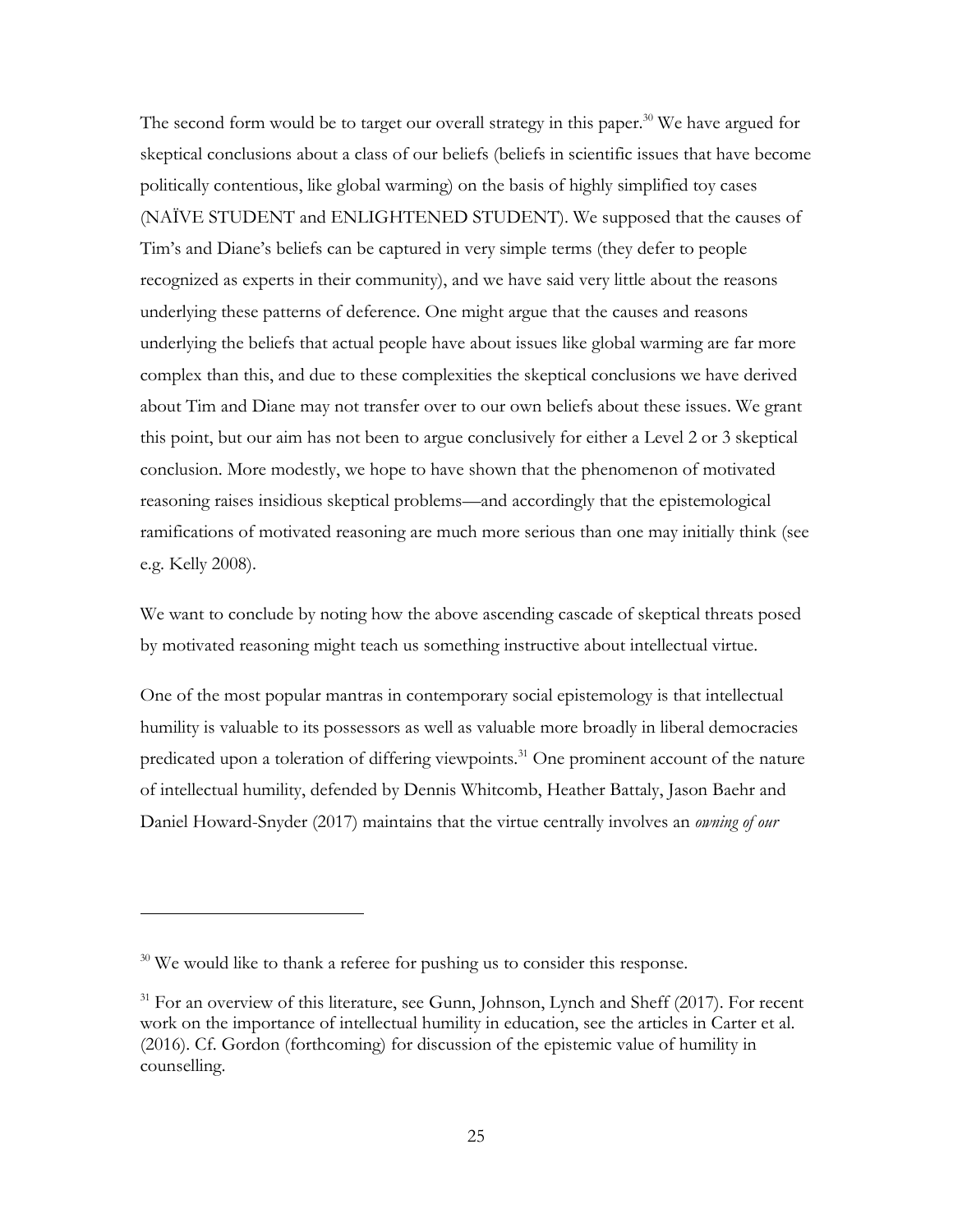The second form would be to target our overall strategy in this paper.[30] We have argued for skeptical conclusions about a class of our beliefs (beliefs in scientific issues that have become politically contentious, like global warming) on the basis of highly simplified toy cases (NAÏVE STUDENT and ENLIGHTENED STUDENT). We supposed that the causes of Tim's and Diane's beliefs can be captured in very simple terms (they defer to people recognized as experts in their community), and we have said very little about the reasons underlying these patterns of deference. One might argue that the causes and reasons underlying the beliefs that actual people have about issues like global warming are far more complex than this, and due to these complexities the skeptical conclusions we have derived about Tim and Diane may not transfer over to our own beliefs about these issues. We grant this point, but our aim has not been to argue conclusively for either a Level 2 or 3 skeptical conclusion. More modestly, we hope to have shown that the phenomenon of motivated reasoning raises insidious skeptical problems—and accordingly that the epistemological ramifications of motivated reasoning are much more serious than one may initially think (see e.g. Kelly 2008).

We want to conclude by noting how the above ascending cascade of skeptical threats posed by motivated reasoning might teach us something instructive about intellectual virtue.

One of the most popular mantras in contemporary social epistemology is that intellectual humility is valuable to its possessors as well as valuable more broadly in liberal democracies predicated upon a toleration of differing viewpoints.[31] One prominent account of the nature of intellectual humility, defended by Dennis Whitcomb, Heather Battaly, Jason Baehr and Daniel Howard-Snyder (2017) maintains that the virtue centrally involves an *owning of our*

---

[30] We would like to thank a referee for pushing us to consider this response.

[31] For an overview of this literature, see Gunn, Johnson, Lynch and Sheff (2017). For recent work on the importance of intellectual humility in education, see the articles in Carter et al. (2016). Cf. Gordon (forthcoming) for discussion of the epistemic value of humility in counselling.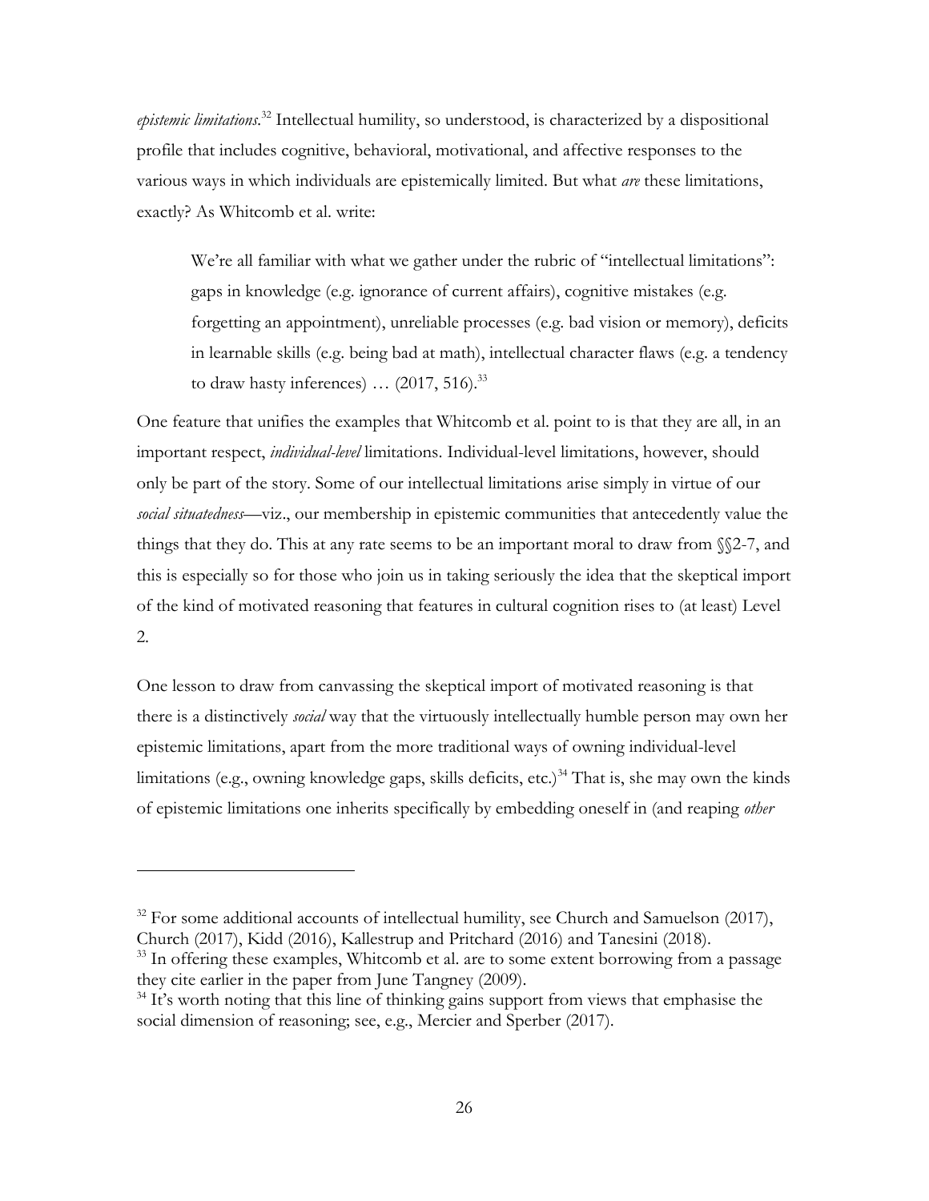*epistemic limitations*.[32] Intellectual humility, so understood, is characterized by a dispositional profile that includes cognitive, behavioral, motivational, and affective responses to the various ways in which individuals are epistemically limited. But what *are* these limitations, exactly? As Whitcomb et al. write:

> We're all familiar with what we gather under the rubric of "intellectual limitations": gaps in knowledge (e.g. ignorance of current affairs), cognitive mistakes (e.g. forgetting an appointment), unreliable processes (e.g. bad vision or memory), deficits in learnable skills (e.g. being bad at math), intellectual character flaws (e.g. a tendency to draw hasty inferences) … (2017, 516).[33]

One feature that unifies the examples that Whitcomb et al. point to is that they are all, in an important respect, *individual-level* limitations. Individual-level limitations, however, should only be part of the story. Some of our intellectual limitations arise simply in virtue of our *social situatedness*—viz., our membership in epistemic communities that antecedently value the things that they do. This at any rate seems to be an important moral to draw from §§2-7, and this is especially so for those who join us in taking seriously the idea that the skeptical import of the kind of motivated reasoning that features in cultural cognition rises to (at least) Level 2.

One lesson to draw from canvassing the skeptical import of motivated reasoning is that there is a distinctively *social* way that the virtuously intellectually humble person may own her epistemic limitations, apart from the more traditional ways of owning individual-level limitations (e.g., owning knowledge gaps, skills deficits, etc.)[34] That is, she may own the kinds of epistemic limitations one inherits specifically by embedding oneself in (and reaping *other*

---

[32] For some additional accounts of intellectual humility, see Church and Samuelson (2017), Church (2017), Kidd (2016), Kallestrup and Pritchard (2016) and Tanesini (2018).

[33] In offering these examples, Whitcomb et al. are to some extent borrowing from a passage they cite earlier in the paper from June Tangney (2009).

[34] It's worth noting that this line of thinking gains support from views that emphasise the social dimension of reasoning; see, e.g., Mercier and Sperber (2017).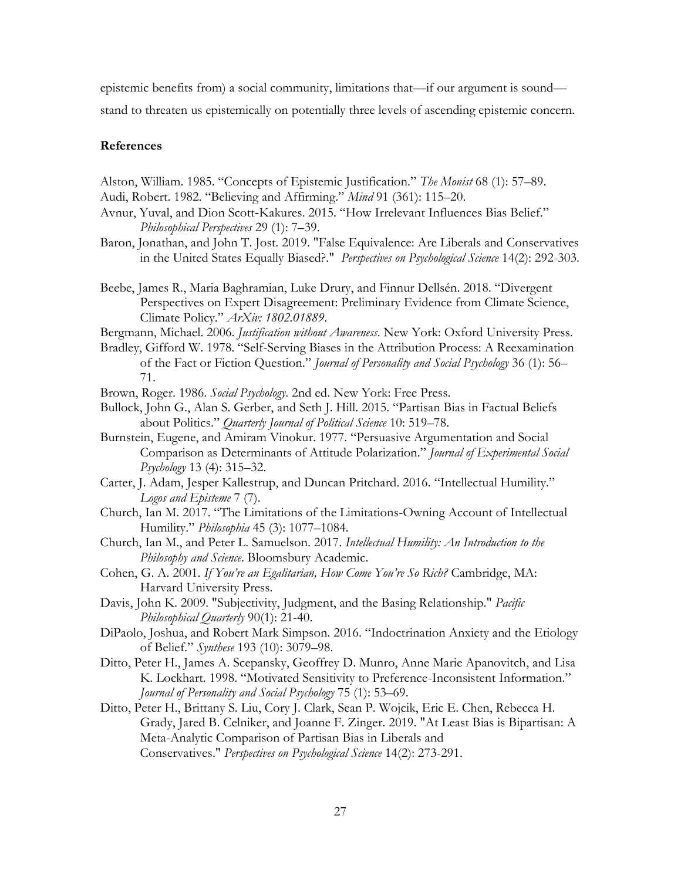epistemic benefits from) a social community, limitations that—if our argument is sound—stand to threaten us epistemically on potentially three levels of ascending epistemic concern.

## References

Alston, William. 1985. "Concepts of Epistemic Justification." *The Monist* 68 (1): 57–89.

Audi, Robert. 1982. "Believing and Affirming." *Mind* 91 (361): 115–20.

Avnur, Yuval, and Dion Scott-Kakures. 2015. "How Irrelevant Influences Bias Belief." *Philosophical Perspectives* 29 (1): 7–39.

Baron, Jonathan, and John T. Jost. 2019. "False Equivalence: Are Liberals and Conservatives in the United States Equally Biased?." *Perspectives on Psychological Science* 14(2): 292-303.

Beebe, James R., Maria Baghramian, Luke Drury, and Finnur Dellsén. 2018. "Divergent Perspectives on Expert Disagreement: Preliminary Evidence from Climate Science, Climate Policy." *ArXiv: 1802.01889*.

Bergmann, Michael. 2006. *Justification without Awareness*. New York: Oxford University Press.

Bradley, Gifford W. 1978. "Self-Serving Biases in the Attribution Process: A Reexamination of the Fact or Fiction Question." *Journal of Personality and Social Psychology* 36 (1): 56–71.

Brown, Roger. 1986. *Social Psychology*. 2nd ed. New York: Free Press.

Bullock, John G., Alan S. Gerber, and Seth J. Hill. 2015. "Partisan Bias in Factual Beliefs about Politics." *Quarterly Journal of Political Science* 10: 519–78.

Burnstein, Eugene, and Amiram Vinokur. 1977. "Persuasive Argumentation and Social Comparison as Determinants of Attitude Polarization." *Journal of Experimental Social Psychology* 13 (4): 315–32.

Carter, J. Adam, Jesper Kallestrup, and Duncan Pritchard. 2016. "Intellectual Humility." *Logos and Episteme* 7 (7).

Church, Ian M. 2017. "The Limitations of the Limitations-Owning Account of Intellectual Humility." *Philosophia* 45 (3): 1077–1084.

Church, Ian M., and Peter L. Samuelson. 2017. *Intellectual Humility: An Introduction to the Philosophy and Science*. Bloomsbury Academic.

Cohen, G. A. 2001. *If You're an Egalitarian, How Come You're So Rich?* Cambridge, MA: Harvard University Press.

Davis, John K. 2009. "Subjectivity, Judgment, and the Basing Relationship." *Pacific Philosophical Quarterly* 90(1): 21-40.

DiPaolo, Joshua, and Robert Mark Simpson. 2016. "Indoctrination Anxiety and the Etiology of Belief." *Synthese* 193 (10): 3079–98.

Ditto, Peter H., James A. Scepansky, Geoffrey D. Munro, Anne Marie Apanovitch, and Lisa K. Lockhart. 1998. "Motivated Sensitivity to Preference-Inconsistent Information." *Journal of Personality and Social Psychology* 75 (1): 53–69.

Ditto, Peter H., Brittany S. Liu, Cory J. Clark, Sean P. Wojcik, Eric E. Chen, Rebecca H. Grady, Jared B. Celniker, and Joanne F. Zinger. 2019. "At Least Bias is Bipartisan: A Meta-Analytic Comparison of Partisan Bias in Liberals and Conservatives." *Perspectives on Psychological Science* 14(2): 273-291.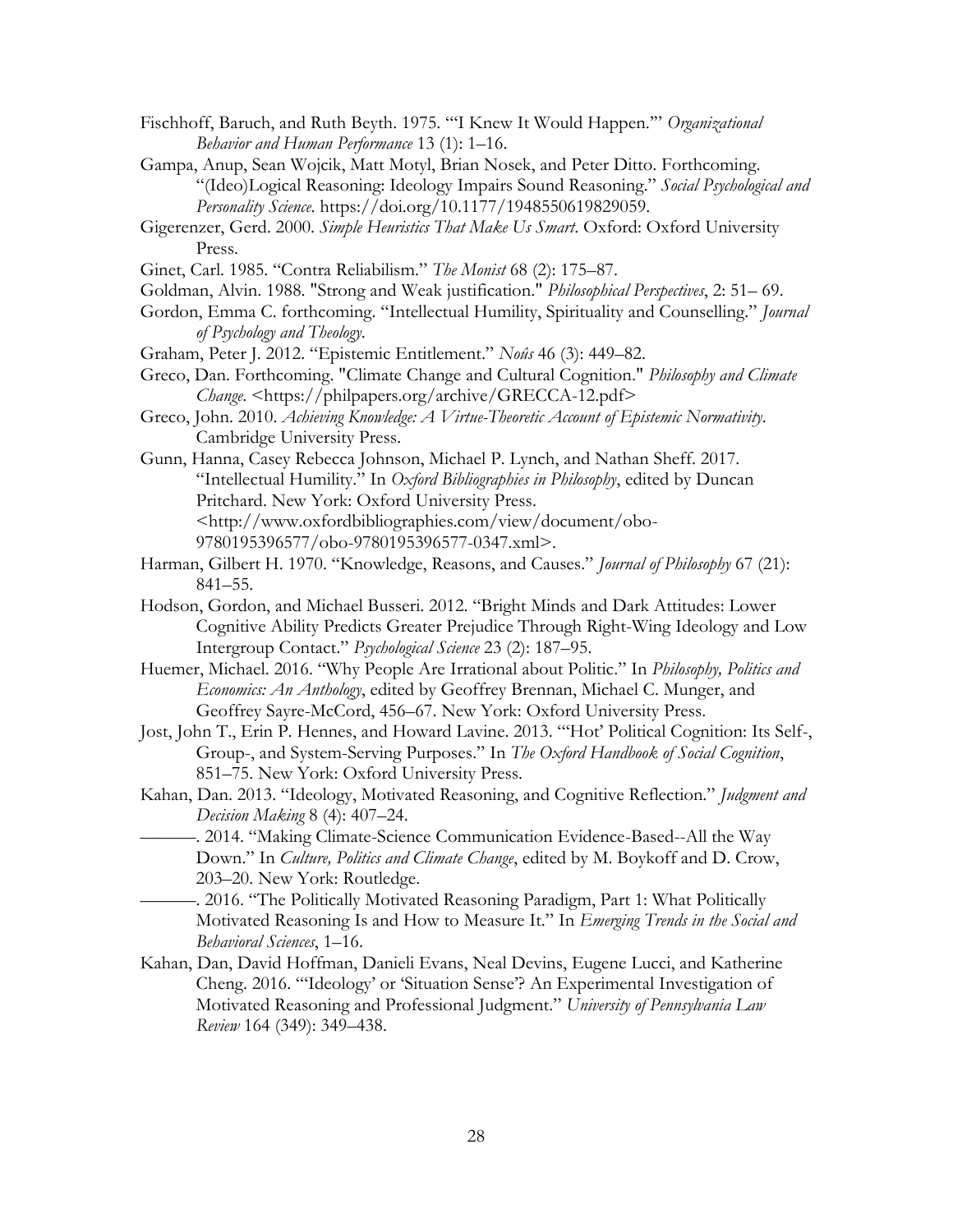Fischhoff, Baruch, and Ruth Beyth. 1975. "'I Knew It Would Happen.'" *Organizational Behavior and Human Performance* 13 (1): 1–16.

Gampa, Anup, Sean Wojcik, Matt Motyl, Brian Nosek, and Peter Ditto. Forthcoming. "(Ideo)Logical Reasoning: Ideology Impairs Sound Reasoning." *Social Psychological and Personality Science*. https://doi.org/10.1177/1948550619829059.

Gigerenzer, Gerd. 2000. *Simple Heuristics That Make Us Smart*. Oxford: Oxford University Press.

Ginet, Carl. 1985. "Contra Reliabilism." *The Monist* 68 (2): 175–87.

Goldman, Alvin. 1988. "Strong and Weak justification." *Philosophical Perspectives*, 2: 51– 69.

Gordon, Emma C. forthcoming. "Intellectual Humility, Spirituality and Counselling." *Journal of Psychology and Theology*.

Graham, Peter J. 2012. "Epistemic Entitlement." *Noûs* 46 (3): 449–82.

Greco, Dan. Forthcoming. "Climate Change and Cultural Cognition." *Philosophy and Climate Change*. <https://philpapers.org/archive/GRECCA-12.pdf>

Greco, John. 2010. *Achieving Knowledge: A Virtue-Theoretic Account of Epistemic Normativity*. Cambridge University Press.

Gunn, Hanna, Casey Rebecca Johnson, Michael P. Lynch, and Nathan Sheff. 2017. "Intellectual Humility." In *Oxford Bibliographies in Philosophy*, edited by Duncan Pritchard. New York: Oxford University Press. <http://www.oxfordbibliographies.com/view/document/obo-9780195396577/obo-9780195396577-0347.xml>.

Harman, Gilbert H. 1970. "Knowledge, Reasons, and Causes." *Journal of Philosophy* 67 (21): 841–55.

Hodson, Gordon, and Michael Busseri. 2012. "Bright Minds and Dark Attitudes: Lower Cognitive Ability Predicts Greater Prejudice Through Right-Wing Ideology and Low Intergroup Contact." *Psychological Science* 23 (2): 187–95.

Huemer, Michael. 2016. "Why People Are Irrational about Politic." In *Philosophy, Politics and Economics: An Anthology*, edited by Geoffrey Brennan, Michael C. Munger, and Geoffrey Sayre-McCord, 456–67. New York: Oxford University Press.

Jost, John T., Erin P. Hennes, and Howard Lavine. 2013. "'Hot' Political Cognition: Its Self-, Group-, and System-Serving Purposes." In *The Oxford Handbook of Social Cognition*, 851–75. New York: Oxford University Press.

Kahan, Dan. 2013. "Ideology, Motivated Reasoning, and Cognitive Reflection." *Judgment and Decision Making* 8 (4): 407–24.

———. 2014. "Making Climate-Science Communication Evidence-Based--All the Way Down." In *Culture, Politics and Climate Change*, edited by M. Boykoff and D. Crow, 203–20. New York: Routledge.

———. 2016. "The Politically Motivated Reasoning Paradigm, Part 1: What Politically Motivated Reasoning Is and How to Measure It." In *Emerging Trends in the Social and Behavioral Sciences*, 1–16.

Kahan, Dan, David Hoffman, Danieli Evans, Neal Devins, Eugene Lucci, and Katherine Cheng. 2016. "'Ideology' or 'Situation Sense'? An Experimental Investigation of Motivated Reasoning and Professional Judgment." *University of Pennsylvania Law Review* 164 (349): 349–438.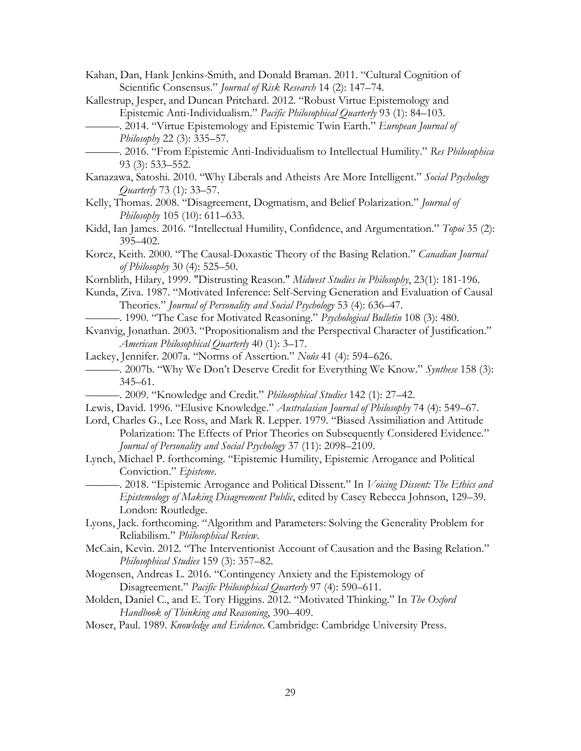Kahan, Dan, Hank Jenkins-Smith, and Donald Braman. 2011. "Cultural Cognition of Scientific Consensus." *Journal of Risk Research* 14 (2): 147–74.

Kallestrup, Jesper, and Duncan Pritchard. 2012. "Robust Virtue Epistemology and Epistemic Anti-Individualism." *Pacific Philosophical Quarterly* 93 (1): 84–103.

———. 2014. "Virtue Epistemology and Epistemic Twin Earth." *European Journal of Philosophy* 22 (3): 335–57.

———. 2016. "From Epistemic Anti-Individualism to Intellectual Humility." *Res Philosophica* 93 (3): 533–552.

Kanazawa, Satoshi. 2010. "Why Liberals and Atheists Are More Intelligent." *Social Psychology Quarterly* 73 (1): 33–57.

Kelly, Thomas. 2008. "Disagreement, Dogmatism, and Belief Polarization." *Journal of Philosophy* 105 (10): 611–633.

Kidd, Ian James. 2016. "Intellectual Humility, Confidence, and Argumentation." *Topoi* 35 (2): 395–402.

Korcz, Keith. 2000. "The Causal-Doxastic Theory of the Basing Relation." *Canadian Journal of Philosophy* 30 (4): 525–50.

Kornblith, Hilary, 1999. "Distrusting Reason." *Midwest Studies in Philosophy*, 23(1): 181-196.

Kunda, Ziva. 1987. "Motivated Inference: Self-Serving Generation and Evaluation of Causal Theories." *Journal of Personality and Social Psychology* 53 (4): 636–47.

———. 1990. "The Case for Motivated Reasoning." *Psychological Bulletin* 108 (3): 480.

Kvanvig, Jonathan. 2003. "Propositionalism and the Perspectival Character of Justification." *American Philosophical Quarterly* 40 (1): 3–17.

Lackey, Jennifer. 2007a. "Norms of Assertion." *Noûs* 41 (4): 594–626.

———. 2007b. "Why We Don't Deserve Credit for Everything We Know." *Synthese* 158 (3): 345–61.

———. 2009. "Knowledge and Credit." *Philosophical Studies* 142 (1): 27–42.

Lewis, David. 1996. "Elusive Knowledge." *Australasian Journal of Philosophy* 74 (4): 549–67.

Lord, Charles G., Lee Ross, and Mark R. Lepper. 1979. "Biased Assimiliation and Attitude Polarization: The Effects of Prior Theories on Subsequently Considered Evidence." *Journal of Personality and Social Psychology* 37 (11): 2098–2109.

Lynch, Michael P. forthcoming. "Epistemic Humility, Epistemic Arrogance and Political Conviction." *Episteme*.

———. 2018. "Epistemic Arrogance and Political Dissent." In *Voicing Dissent: The Ethics and Epistemology of Making Disagreement Public*, edited by Casey Rebecca Johnson, 129–39. London: Routledge.

Lyons, Jack. forthcoming. "Algorithm and Parameters: Solving the Generality Problem for Reliabilism." *Philosophical Review*.

McCain, Kevin. 2012. "The Interventionist Account of Causation and the Basing Relation." *Philosophical Studies* 159 (3): 357–82.

Mogensen, Andreas L. 2016. "Contingency Anxiety and the Epistemology of Disagreement." *Pacific Philosophical Quarterly* 97 (4): 590–611.

Molden, Daniel C., and E. Tory Higgins. 2012. "Motivated Thinking." In *The Oxford Handbook of Thinking and Reasoning*, 390–409.

Moser, Paul. 1989. *Knowledge and Evidence*. Cambridge: Cambridge University Press.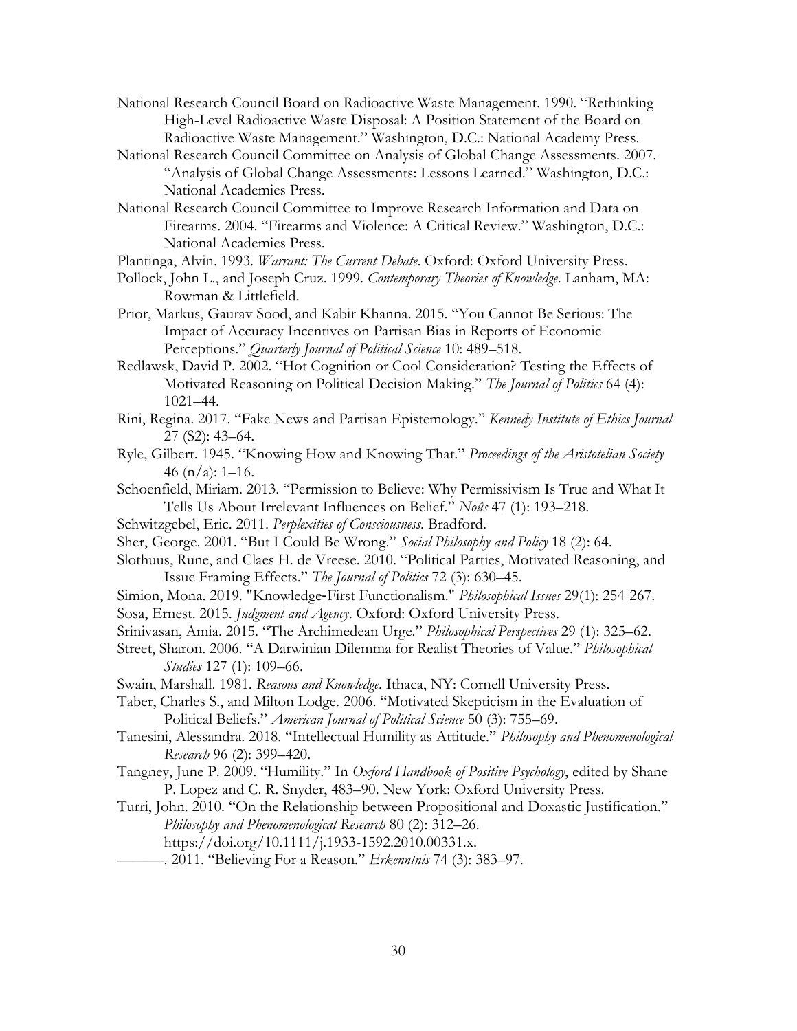National Research Council Board on Radioactive Waste Management. 1990. "Rethinking High-Level Radioactive Waste Disposal: A Position Statement of the Board on Radioactive Waste Management." Washington, D.C.: National Academy Press.

National Research Council Committee on Analysis of Global Change Assessments. 2007. "Analysis of Global Change Assessments: Lessons Learned." Washington, D.C.: National Academies Press.

National Research Council Committee to Improve Research Information and Data on Firearms. 2004. "Firearms and Violence: A Critical Review." Washington, D.C.: National Academies Press.

Plantinga, Alvin. 1993. *Warrant: The Current Debate*. Oxford: Oxford University Press.

Pollock, John L., and Joseph Cruz. 1999. *Contemporary Theories of Knowledge*. Lanham, MA: Rowman & Littlefield.

Prior, Markus, Gaurav Sood, and Kabir Khanna. 2015. "You Cannot Be Serious: The Impact of Accuracy Incentives on Partisan Bias in Reports of Economic Perceptions." *Quarterly Journal of Political Science* 10: 489–518.

Redlawsk, David P. 2002. "Hot Cognition or Cool Consideration? Testing the Effects of Motivated Reasoning on Political Decision Making." *The Journal of Politics* 64 (4): 1021–44.

Rini, Regina. 2017. "Fake News and Partisan Epistemology." *Kennedy Institute of Ethics Journal* 27 (S2): 43–64.

Ryle, Gilbert. 1945. "Knowing How and Knowing That." *Proceedings of the Aristotelian Society* 46 (n/a): 1–16.

Schoenfield, Miriam. 2013. "Permission to Believe: Why Permissivism Is True and What It Tells Us About Irrelevant Influences on Belief." *Noûs* 47 (1): 193–218.

Schwitzgebel, Eric. 2011. *Perplexities of Consciousness*. Bradford.

Sher, George. 2001. "But I Could Be Wrong." *Social Philosophy and Policy* 18 (2): 64.

Slothuus, Rune, and Claes H. de Vreese. 2010. "Political Parties, Motivated Reasoning, and Issue Framing Effects." *The Journal of Politics* 72 (3): 630–45.

Simion, Mona. 2019. "Knowledge-First Functionalism." *Philosophical Issues* 29(1): 254-267.

Sosa, Ernest. 2015. *Judgment and Agency*. Oxford: Oxford University Press.

Srinivasan, Amia. 2015. "The Archimedean Urge." *Philosophical Perspectives* 29 (1): 325–62.

Street, Sharon. 2006. "A Darwinian Dilemma for Realist Theories of Value." *Philosophical Studies* 127 (1): 109–66.

Swain, Marshall. 1981. *Reasons and Knowledge*. Ithaca, NY: Cornell University Press.

Taber, Charles S., and Milton Lodge. 2006. "Motivated Skepticism in the Evaluation of Political Beliefs." *American Journal of Political Science* 50 (3): 755–69.

Tanesini, Alessandra. 2018. "Intellectual Humility as Attitude." *Philosophy and Phenomenological Research* 96 (2): 399–420.

Tangney, June P. 2009. "Humility." In *Oxford Handbook of Positive Psychology*, edited by Shane P. Lopez and C. R. Snyder, 483–90. New York: Oxford University Press.

Turri, John. 2010. "On the Relationship between Propositional and Doxastic Justification." *Philosophy and Phenomenological Research* 80 (2): 312–26. https://doi.org/10.1111/j.1933-1592.2010.00331.x.

———. 2011. "Believing For a Reason." *Erkenntnis* 74 (3): 383–97.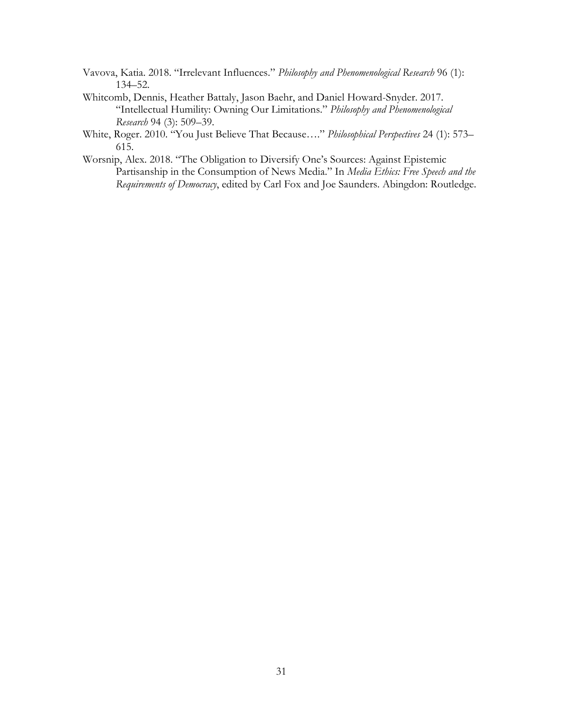Vavova, Katia. 2018. "Irrelevant Influences." *Philosophy and Phenomenological Research* 96 (1): 134–52.

Whitcomb, Dennis, Heather Battaly, Jason Baehr, and Daniel Howard-Snyder. 2017. "Intellectual Humility: Owning Our Limitations." *Philosophy and Phenomenological Research* 94 (3): 509–39.

White, Roger. 2010. "You Just Believe That Because…." *Philosophical Perspectives* 24 (1): 573–615.

Worsnip, Alex. 2018. "The Obligation to Diversify One's Sources: Against Epistemic Partisanship in the Consumption of News Media." In *Media Ethics: Free Speech and the Requirements of Democracy*, edited by Carl Fox and Joe Saunders. Abingdon: Routledge.